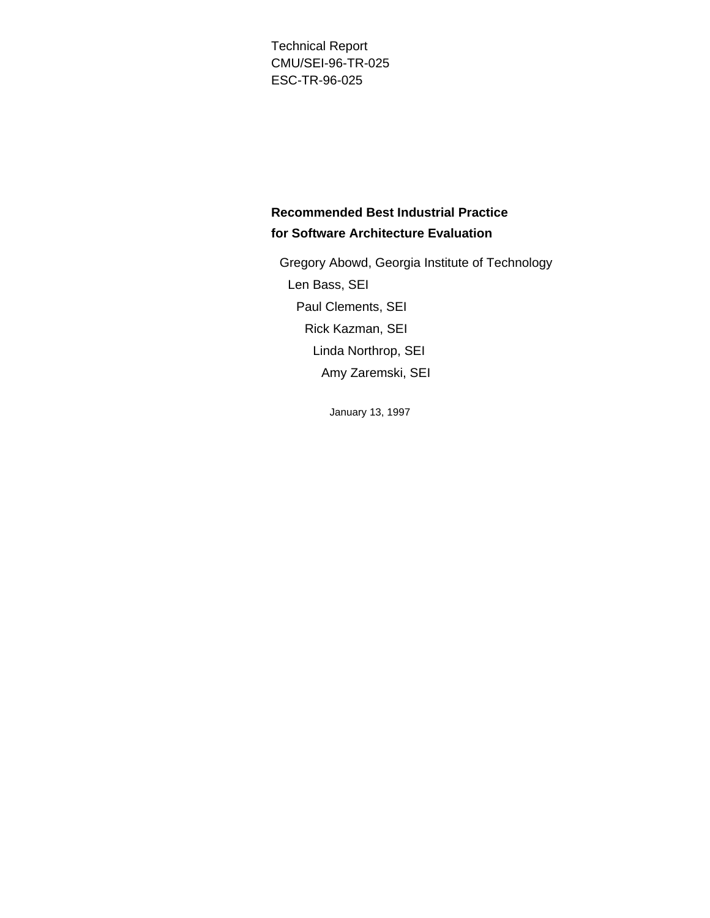Technical Report
CMU/SEI-96-TR-025
ESC-TR-96-025

# Recommended Best Industrial Practice for Software Architecture Evaluation

Gregory Abowd, Georgia Institute of Technology

Len Bass, SEI

Paul Clements, SEI

Rick Kazman, SEI

Linda Northrop, SEI

Amy Zaremski, SEI

January 13, 1997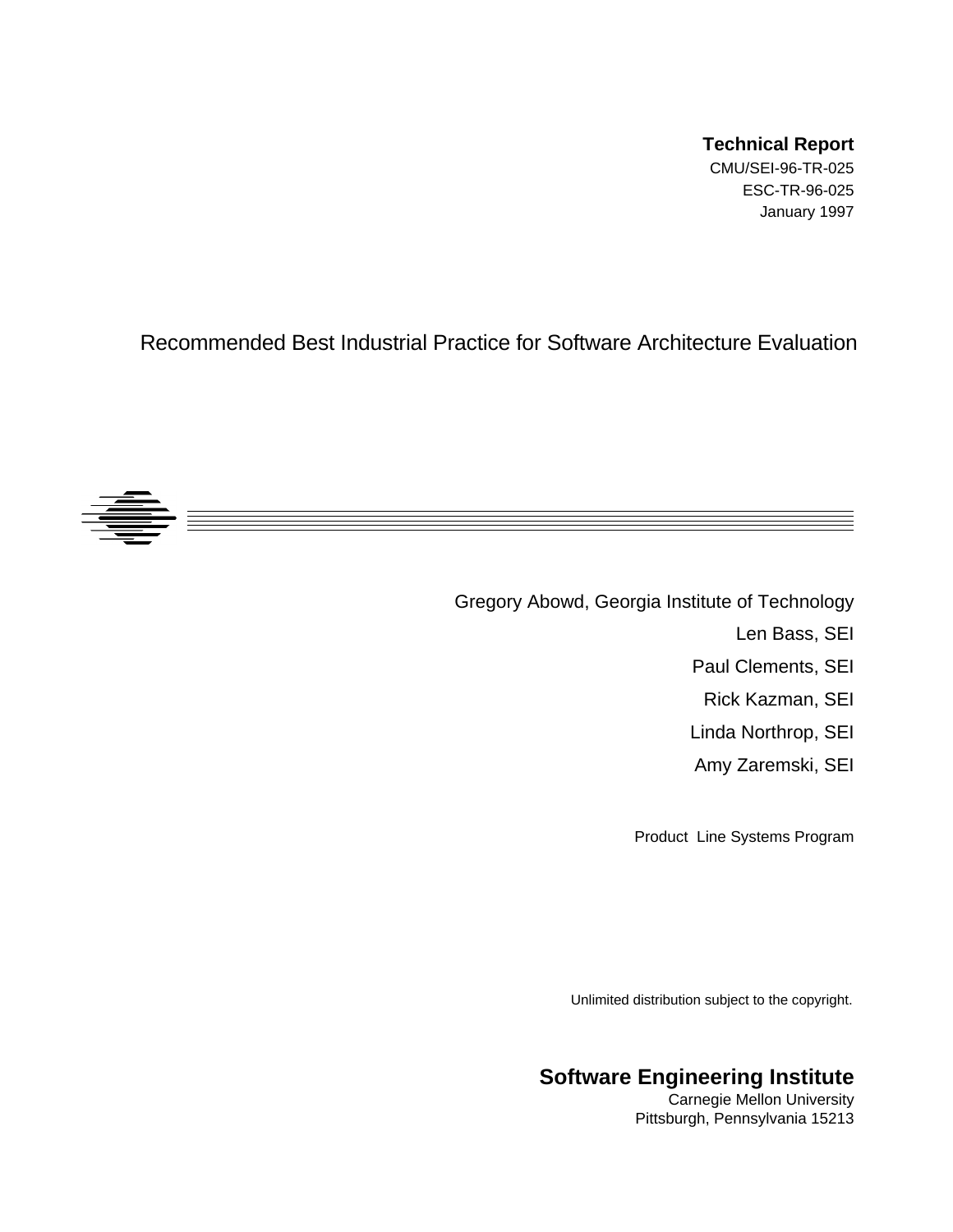**Technical Report**

CMU/SEI-96-TR-025

ESC-TR-96-025

January 1997

# Recommended Best Industrial Practice for Software Architecture Evaluation

Gregory Abowd, Georgia Institute of Technology

Len Bass, SEI

Paul Clements, SEI

Rick Kazman, SEI

Linda Northrop, SEI

Amy Zaremski, SEI

Product Line Systems Program

Unlimited distribution subject to the copyright.

**Software Engineering Institute**

Carnegie Mellon University

Pittsburgh, Pennsylvania 15213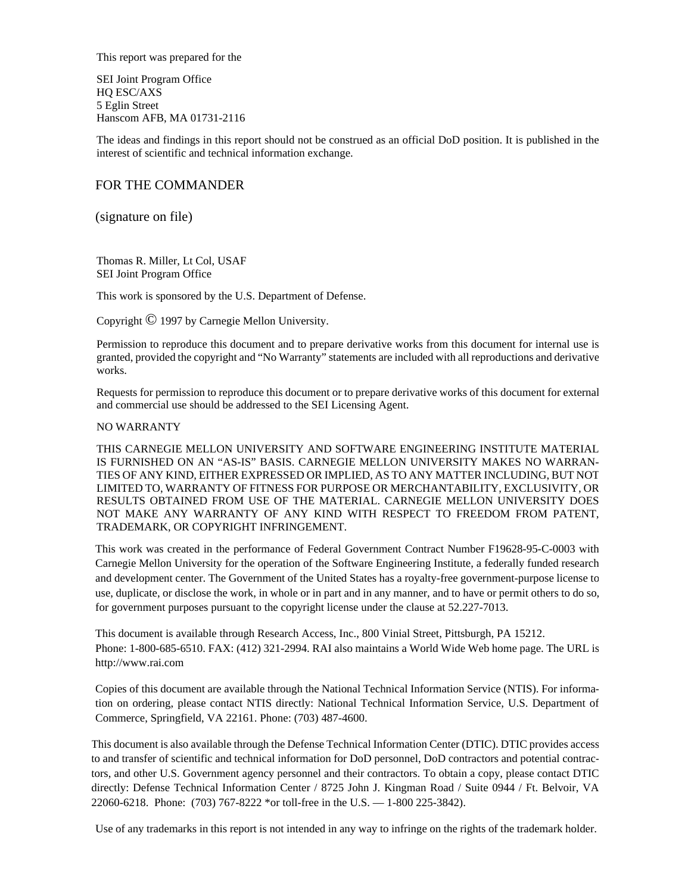This report was prepared for the

SEI Joint Program Office
HQ ESC/AXS
5 Eglin Street
Hanscom AFB, MA 01731-2116

The ideas and findings in this report should not be construed as an official DoD position. It is published in the interest of scientific and technical information exchange.

FOR THE COMMANDER

(signature on file)

Thomas R. Miller, Lt Col, USAF
SEI Joint Program Office

This work is sponsored by the U.S. Department of Defense.

Copyright © 1997 by Carnegie Mellon University.

Permission to reproduce this document and to prepare derivative works from this document for internal use is granted, provided the copyright and "No Warranty" statements are included with all reproductions and derivative works.

Requests for permission to reproduce this document or to prepare derivative works of this document for external and commercial use should be addressed to the SEI Licensing Agent.

NO WARRANTY

THIS CARNEGIE MELLON UNIVERSITY AND SOFTWARE ENGINEERING INSTITUTE MATERIAL IS FURNISHED ON AN "AS-IS" BASIS. CARNEGIE MELLON UNIVERSITY MAKES NO WARRANTIES OF ANY KIND, EITHER EXPRESSED OR IMPLIED, AS TO ANY MATTER INCLUDING, BUT NOT LIMITED TO, WARRANTY OF FITNESS FOR PURPOSE OR MERCHANTABILITY, EXCLUSIVITY, OR RESULTS OBTAINED FROM USE OF THE MATERIAL. CARNEGIE MELLON UNIVERSITY DOES NOT MAKE ANY WARRANTY OF ANY KIND WITH RESPECT TO FREEDOM FROM PATENT, TRADEMARK, OR COPYRIGHT INFRINGEMENT.

This work was created in the performance of Federal Government Contract Number F19628-95-C-0003 with Carnegie Mellon University for the operation of the Software Engineering Institute, a federally funded research and development center. The Government of the United States has a royalty-free government-purpose license to use, duplicate, or disclose the work, in whole or in part and in any manner, and to have or permit others to do so, for government purposes pursuant to the copyright license under the clause at 52.227-7013.

This document is available through Research Access, Inc., 800 Vinial Street, Pittsburgh, PA 15212.
Phone: 1-800-685-6510. FAX: (412) 321-2994. RAI also maintains a World Wide Web home page. The URL is http://www.rai.com

Copies of this document are available through the National Technical Information Service (NTIS). For information on ordering, please contact NTIS directly: National Technical Information Service, U.S. Department of Commerce, Springfield, VA 22161. Phone: (703) 487-4600.

This document is also available through the Defense Technical Information Center (DTIC). DTIC provides access to and transfer of scientific and technical information for DoD personnel, DoD contractors and potential contractors, and other U.S. Government agency personnel and their contractors. To obtain a copy, please contact DTIC directly: Defense Technical Information Center / 8725 John J. Kingman Road / Suite 0944 / Ft. Belvoir, VA 22060-6218. Phone: (703) 767-8222 *or toll-free in the U.S. — 1-800 225-3842).

Use of any trademarks in this report is not intended in any way to infringe on the rights of the trademark holder.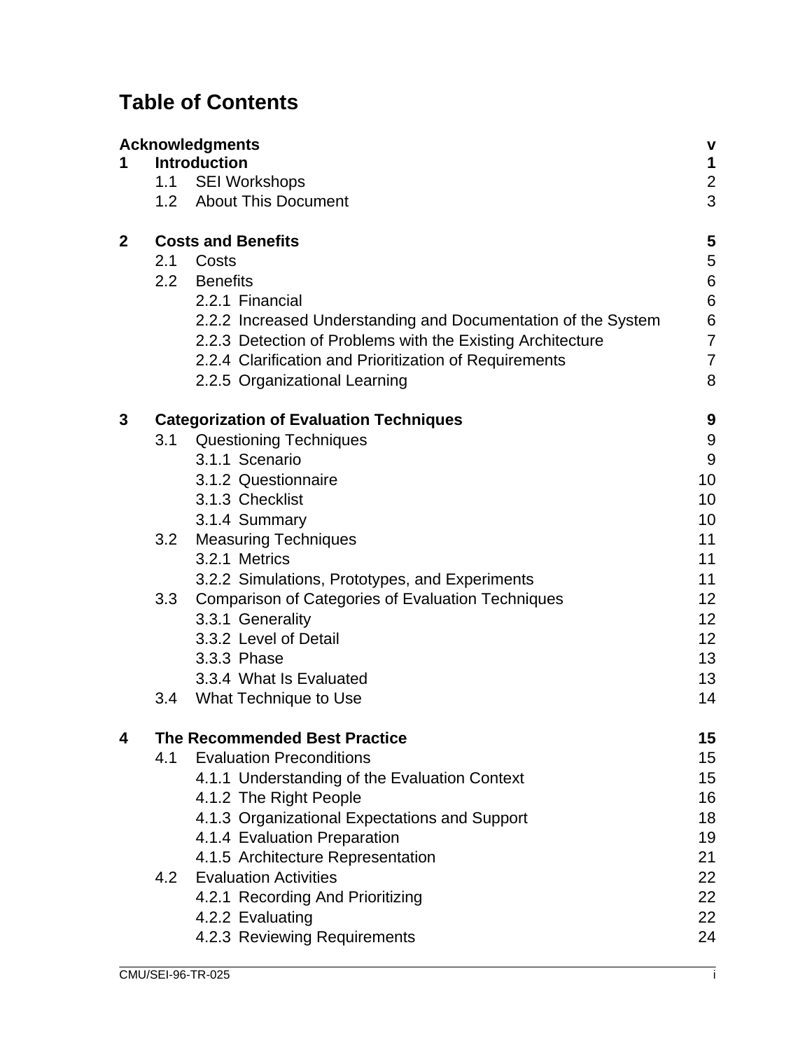# Table of Contents

| | | | |
|---|---|---|---|
| **Acknowledgments** | | | **v** |
| **1** | **Introduction** | | **1** |
| | 1.1 | SEI Workshops | 2 |
| | 1.2 | About This Document | 3 |
| **2** | **Costs and Benefits** | | **5** |
| | 2.1 | Costs | 5 |
| | 2.2 | Benefits | 6 |
| | | 2.2.1 Financial | 6 |
| | | 2.2.2 Increased Understanding and Documentation of the System | 6 |
| | | 2.2.3 Detection of Problems with the Existing Architecture | 7 |
| | | 2.2.4 Clarification and Prioritization of Requirements | 7 |
| | | 2.2.5 Organizational Learning | 8 |
| **3** | **Categorization of Evaluation Techniques** | | **9** |
| | 3.1 | Questioning Techniques | 9 |
| | | 3.1.1 Scenario | 9 |
| | | 3.1.2 Questionnaire | 10 |
| | | 3.1.3 Checklist | 10 |
| | | 3.1.4 Summary | 10 |
| | 3.2 | Measuring Techniques | 11 |
| | | 3.2.1 Metrics | 11 |
| | | 3.2.2 Simulations, Prototypes, and Experiments | 11 |
| | 3.3 | Comparison of Categories of Evaluation Techniques | 12 |
| | | 3.3.1 Generality | 12 |
| | | 3.3.2 Level of Detail | 12 |
| | | 3.3.3 Phase | 13 |
| | | 3.3.4 What Is Evaluated | 13 |
| | 3.4 | What Technique to Use | 14 |
| **4** | **The Recommended Best Practice** | | **15** |
| | 4.1 | Evaluation Preconditions | 15 |
| | | 4.1.1 Understanding of the Evaluation Context | 15 |
| | | 4.1.2 The Right People | 16 |
| | | 4.1.3 Organizational Expectations and Support | 18 |
| | | 4.1.4 Evaluation Preparation | 19 |
| | | 4.1.5 Architecture Representation | 21 |
| | 4.2 | Evaluation Activities | 22 |
| | | 4.2.1 Recording And Prioritizing | 22 |
| | | 4.2.2 Evaluating | 22 |
| | | 4.2.3 Reviewing Requirements | 24 |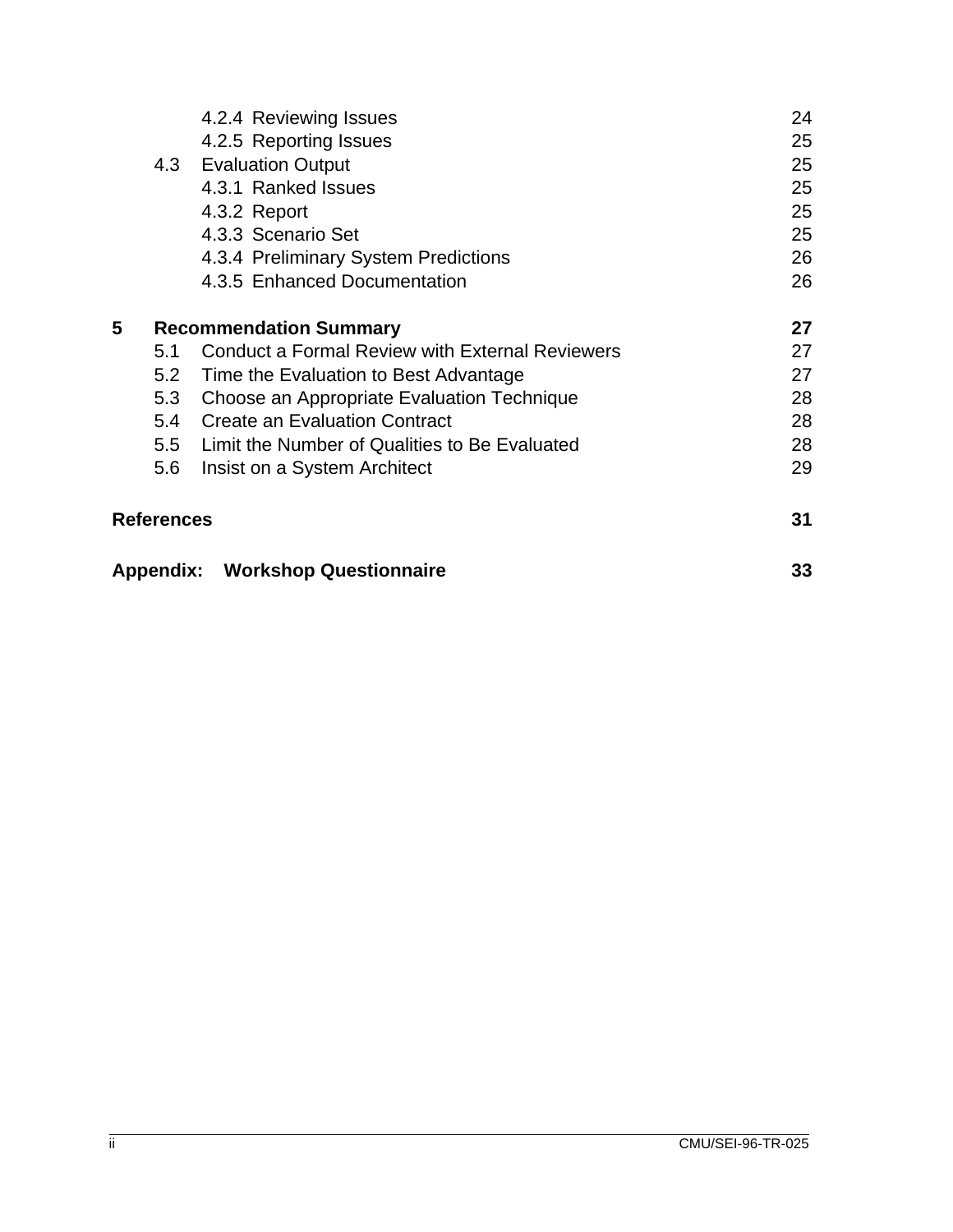4.2.4 Reviewing Issues 24
4.2.5 Reporting Issues 25
4.3 Evaluation Output 25
4.3.1 Ranked Issues 25
4.3.2 Report 25
4.3.3 Scenario Set 25
4.3.4 Preliminary System Predictions 26
4.3.5 Enhanced Documentation 26

**5 Recommendation Summary 27**
5.1 Conduct a Formal Review with External Reviewers 27
5.2 Time the Evaluation to Best Advantage 27
5.3 Choose an Appropriate Evaluation Technique 28
5.4 Create an Evaluation Contract 28
5.5 Limit the Number of Qualities to Be Evaluated 28
5.6 Insist on a System Architect 29

**References 31**

**Appendix: Workshop Questionnaire 33**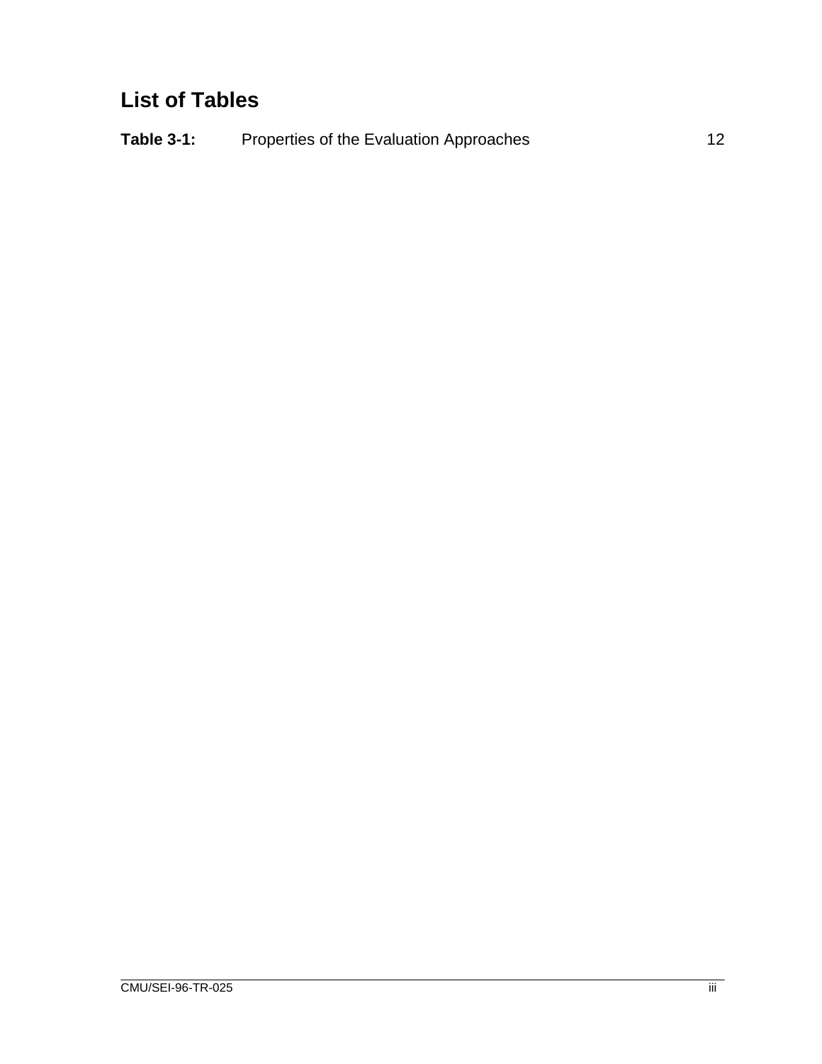# List of Tables

**Table 3-1:** Properties of the Evaluation Approaches 12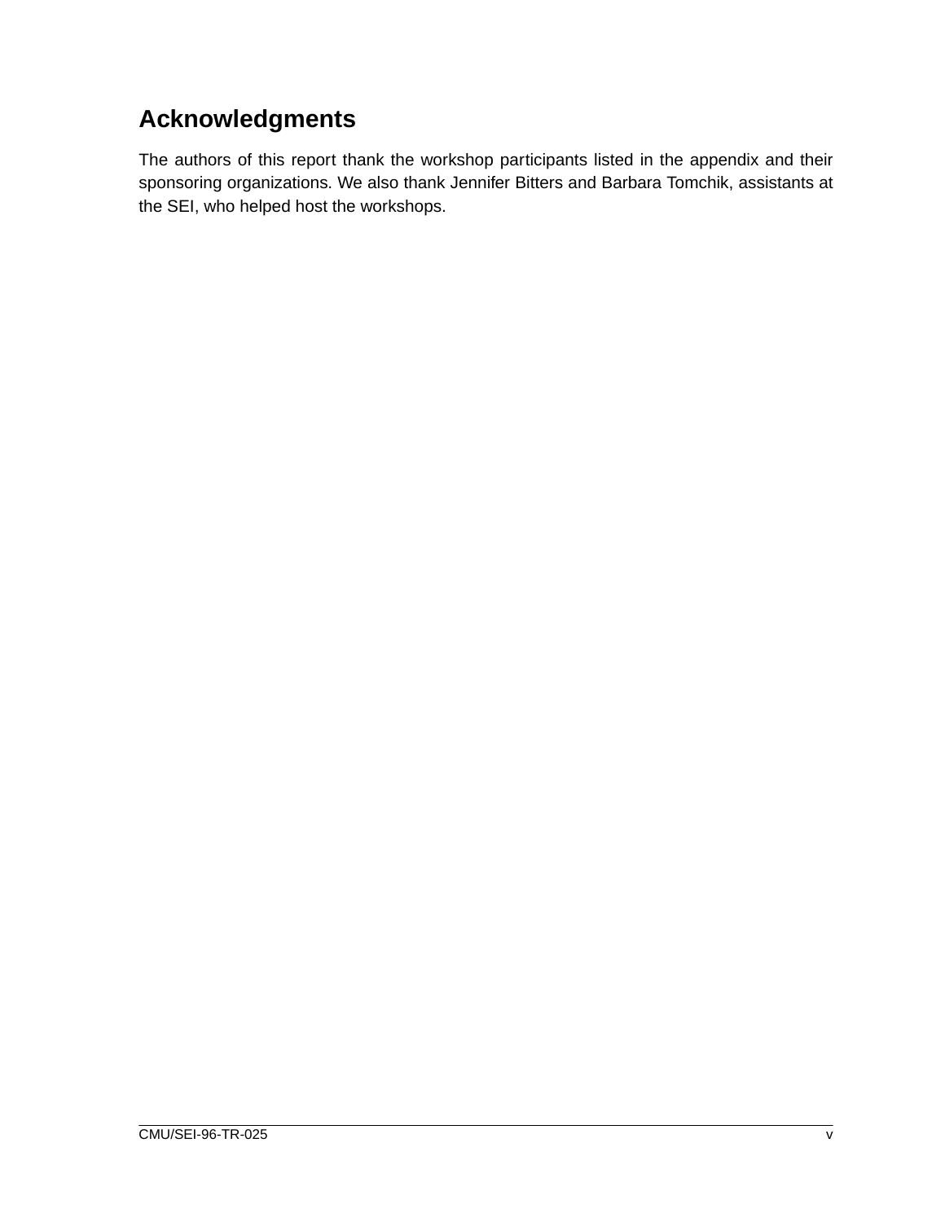# Acknowledgments

The authors of this report thank the workshop participants listed in the appendix and their sponsoring organizations. We also thank Jennifer Bitters and Barbara Tomchik, assistants at the SEI, who helped host the workshops.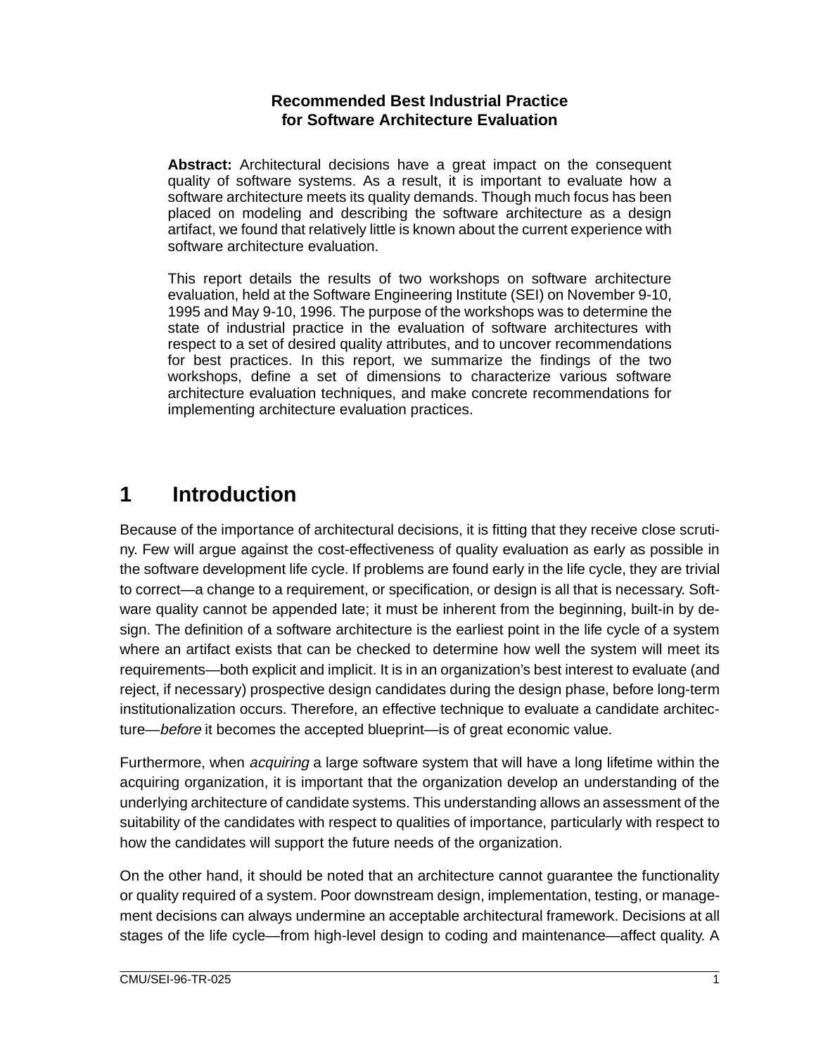# Recommended Best Industrial Practice for Software Architecture Evaluation

**Abstract:** Architectural decisions have a great impact on the consequent quality of software systems. As a result, it is important to evaluate how a software architecture meets its quality demands. Though much focus has been placed on modeling and describing the software architecture as a design artifact, we found that relatively little is known about the current experience with software architecture evaluation.

This report details the results of two workshops on software architecture evaluation, held at the Software Engineering Institute (SEI) on November 9-10, 1995 and May 9-10, 1996. The purpose of the workshops was to determine the state of industrial practice in the evaluation of software architectures with respect to a set of desired quality attributes, and to uncover recommendations for best practices. In this report, we summarize the findings of the two workshops, define a set of dimensions to characterize various software architecture evaluation techniques, and make concrete recommendations for implementing architecture evaluation practices.

## 1 Introduction

Because of the importance of architectural decisions, it is fitting that they receive close scrutiny. Few will argue against the cost-effectiveness of quality evaluation as early as possible in the software development life cycle. If problems are found early in the life cycle, they are trivial to correct—a change to a requirement, or specification, or design is all that is necessary. Software quality cannot be appended late; it must be inherent from the beginning, built-in by design. The definition of a software architecture is the earliest point in the life cycle of a system where an artifact exists that can be checked to determine how well the system will meet its requirements—both explicit and implicit. It is in an organization's best interest to evaluate (and reject, if necessary) prospective design candidates during the design phase, before long-term institutionalization occurs. Therefore, an effective technique to evaluate a candidate architecture—*before* it becomes the accepted blueprint—is of great economic value.

Furthermore, when *acquiring* a large software system that will have a long lifetime within the acquiring organization, it is important that the organization develop an understanding of the underlying architecture of candidate systems. This understanding allows an assessment of the suitability of the candidates with respect to qualities of importance, particularly with respect to how the candidates will support the future needs of the organization.

On the other hand, it should be noted that an architecture cannot guarantee the functionality or quality required of a system. Poor downstream design, implementation, testing, or management decisions can always undermine an acceptable architectural framework. Decisions at all stages of the life cycle—from high-level design to coding and maintenance—affect quality. A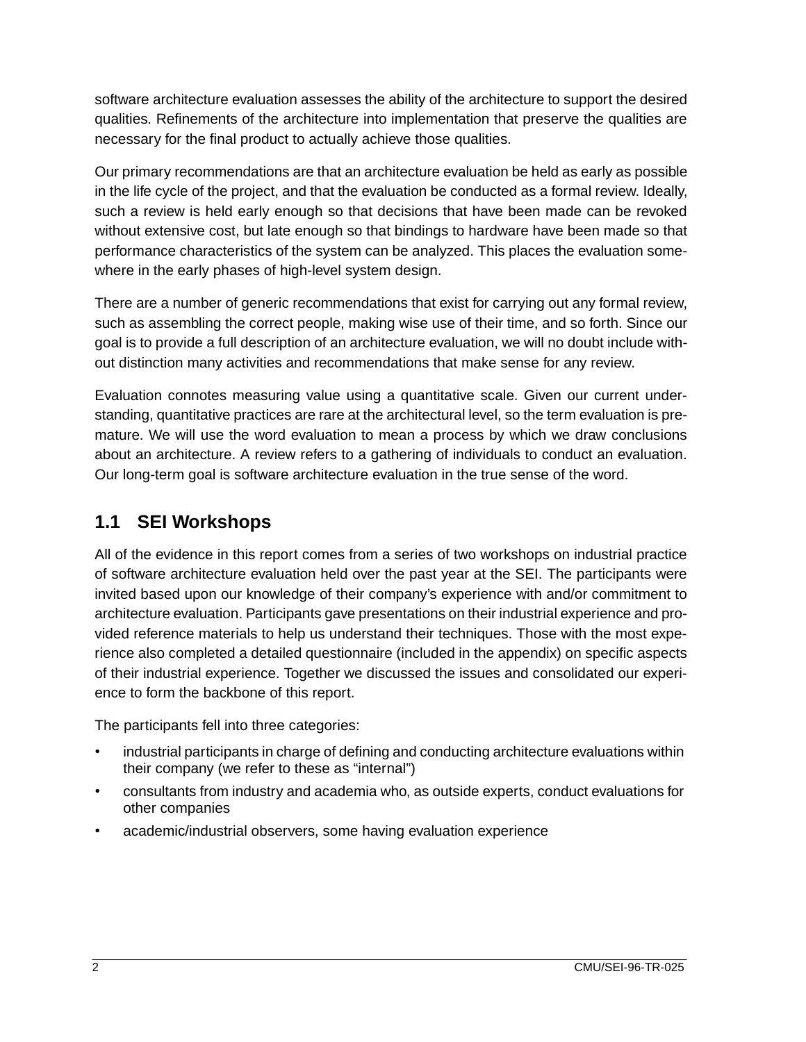software architecture evaluation assesses the ability of the architecture to support the desired qualities. Refinements of the architecture into implementation that preserve the qualities are necessary for the final product to actually achieve those qualities.

Our primary recommendations are that an architecture evaluation be held as early as possible in the life cycle of the project, and that the evaluation be conducted as a formal review. Ideally, such a review is held early enough so that decisions that have been made can be revoked without extensive cost, but late enough so that bindings to hardware have been made so that performance characteristics of the system can be analyzed. This places the evaluation somewhere in the early phases of high-level system design.

There are a number of generic recommendations that exist for carrying out any formal review, such as assembling the correct people, making wise use of their time, and so forth. Since our goal is to provide a full description of an architecture evaluation, we will no doubt include without distinction many activities and recommendations that make sense for any review.

Evaluation connotes measuring value using a quantitative scale. Given our current understanding, quantitative practices are rare at the architectural level, so the term evaluation is premature. We will use the word evaluation to mean a process by which we draw conclusions about an architecture. A review refers to a gathering of individuals to conduct an evaluation. Our long-term goal is software architecture evaluation in the true sense of the word.

## 1.1 SEI Workshops

All of the evidence in this report comes from a series of two workshops on industrial practice of software architecture evaluation held over the past year at the SEI. The participants were invited based upon our knowledge of their company's experience with and/or commitment to architecture evaluation. Participants gave presentations on their industrial experience and provided reference materials to help us understand their techniques. Those with the most experience also completed a detailed questionnaire (included in the appendix) on specific aspects of their industrial experience. Together we discussed the issues and consolidated our experience to form the backbone of this report.

The participants fell into three categories:

- industrial participants in charge of defining and conducting architecture evaluations within their company (we refer to these as "internal")
- consultants from industry and academia who, as outside experts, conduct evaluations for other companies
- academic/industrial observers, some having evaluation experience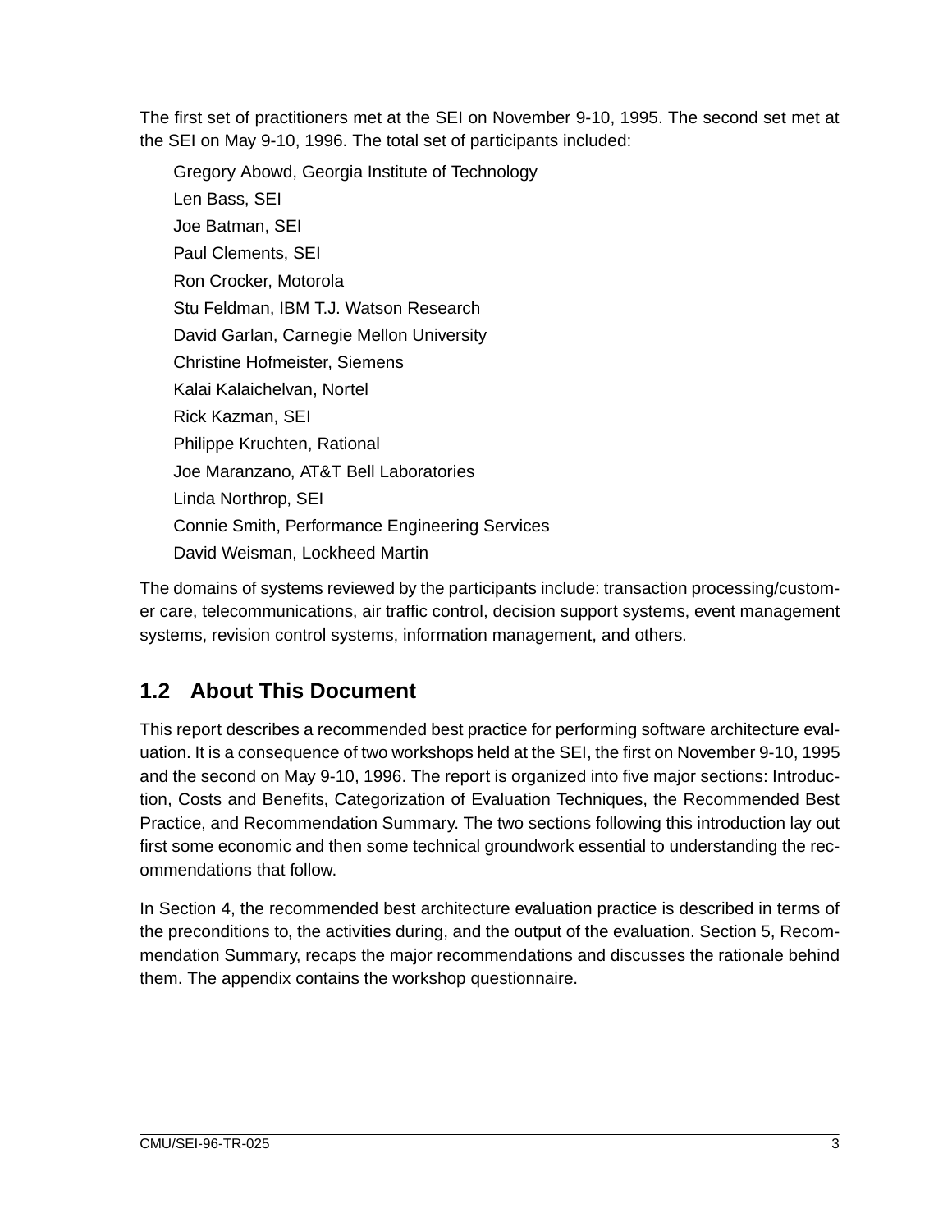The first set of practitioners met at the SEI on November 9-10, 1995. The second set met at the SEI on May 9-10, 1996. The total set of participants included:

Gregory Abowd, Georgia Institute of Technology  
Len Bass, SEI  
Joe Batman, SEI  
Paul Clements, SEI  
Ron Crocker, Motorola  
Stu Feldman, IBM T.J. Watson Research  
David Garlan, Carnegie Mellon University  
Christine Hofmeister, Siemens  
Kalai Kalaichelvan, Nortel  
Rick Kazman, SEI  
Philippe Kruchten, Rational  
Joe Maranzano, AT&T Bell Laboratories  
Linda Northrop, SEI  
Connie Smith, Performance Engineering Services  
David Weisman, Lockheed Martin

The domains of systems reviewed by the participants include: transaction processing/customer care, telecommunications, air traffic control, decision support systems, event management systems, revision control systems, information management, and others.

## 1.2 About This Document

This report describes a recommended best practice for performing software architecture evaluation. It is a consequence of two workshops held at the SEI, the first on November 9-10, 1995 and the second on May 9-10, 1996. The report is organized into five major sections: Introduction, Costs and Benefits, Categorization of Evaluation Techniques, the Recommended Best Practice, and Recommendation Summary. The two sections following this introduction lay out first some economic and then some technical groundwork essential to understanding the recommendations that follow.

In Section 4, the recommended best architecture evaluation practice is described in terms of the preconditions to, the activities during, and the output of the evaluation. Section 5, Recommendation Summary, recaps the major recommendations and discusses the rationale behind them. The appendix contains the workshop questionnaire.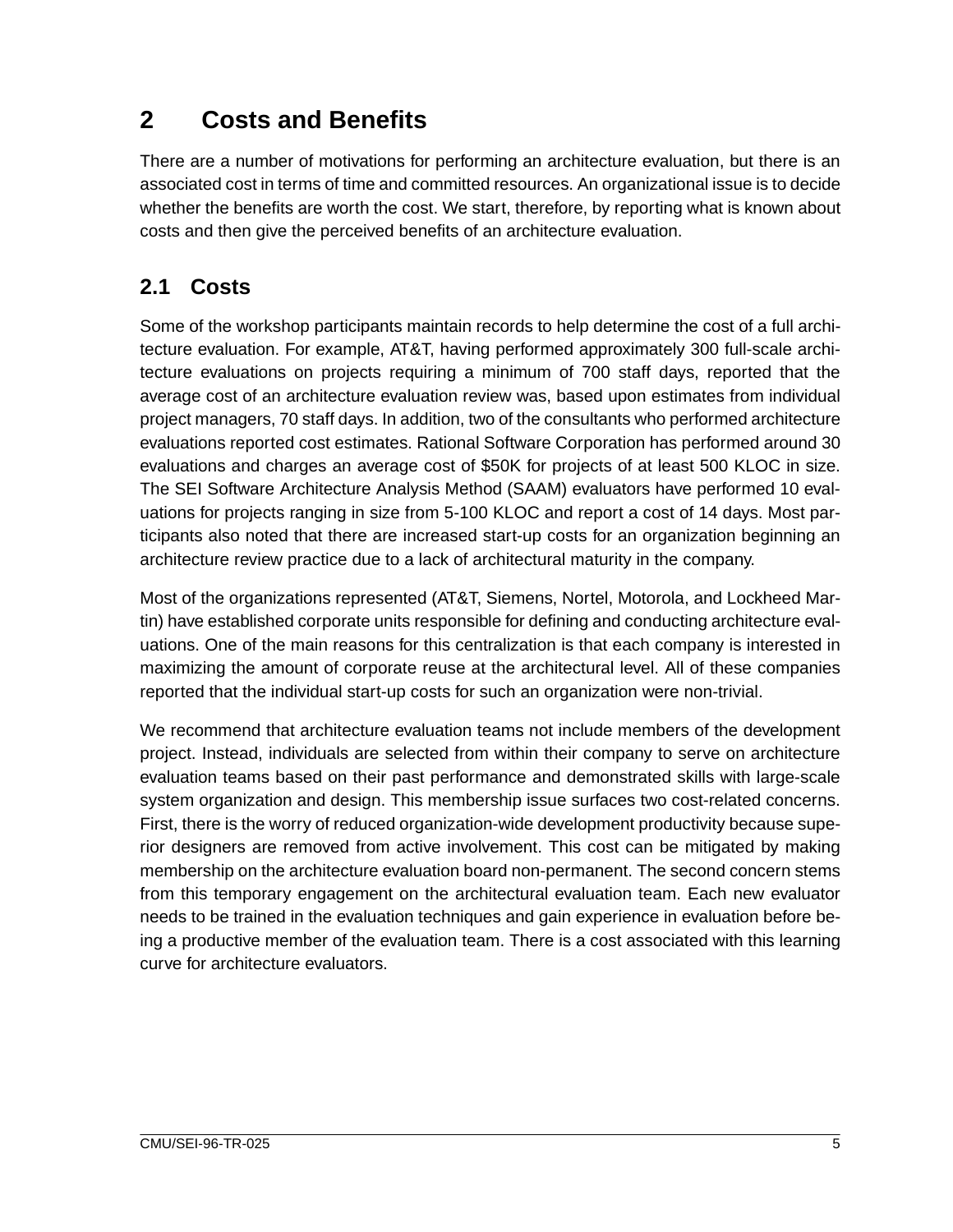# 2 Costs and Benefits

There are a number of motivations for performing an architecture evaluation, but there is an associated cost in terms of time and committed resources. An organizational issue is to decide whether the benefits are worth the cost. We start, therefore, by reporting what is known about costs and then give the perceived benefits of an architecture evaluation.

## 2.1 Costs

Some of the workshop participants maintain records to help determine the cost of a full architecture evaluation. For example, AT&T, having performed approximately 300 full-scale architecture evaluations on projects requiring a minimum of 700 staff days, reported that the average cost of an architecture evaluation review was, based upon estimates from individual project managers, 70 staff days. In addition, two of the consultants who performed architecture evaluations reported cost estimates. Rational Software Corporation has performed around 30 evaluations and charges an average cost of $50K for projects of at least 500 KLOC in size. The SEI Software Architecture Analysis Method (SAAM) evaluators have performed 10 evaluations for projects ranging in size from 5-100 KLOC and report a cost of 14 days. Most participants also noted that there are increased start-up costs for an organization beginning an architecture review practice due to a lack of architectural maturity in the company.

Most of the organizations represented (AT&T, Siemens, Nortel, Motorola, and Lockheed Martin) have established corporate units responsible for defining and conducting architecture evaluations. One of the main reasons for this centralization is that each company is interested in maximizing the amount of corporate reuse at the architectural level. All of these companies reported that the individual start-up costs for such an organization were non-trivial.

We recommend that architecture evaluation teams not include members of the development project. Instead, individuals are selected from within their company to serve on architecture evaluation teams based on their past performance and demonstrated skills with large-scale system organization and design. This membership issue surfaces two cost-related concerns. First, there is the worry of reduced organization-wide development productivity because superior designers are removed from active involvement. This cost can be mitigated by making membership on the architecture evaluation board non-permanent. The second concern stems from this temporary engagement on the architectural evaluation team. Each new evaluator needs to be trained in the evaluation techniques and gain experience in evaluation before being a productive member of the evaluation team. There is a cost associated with this learning curve for architecture evaluators.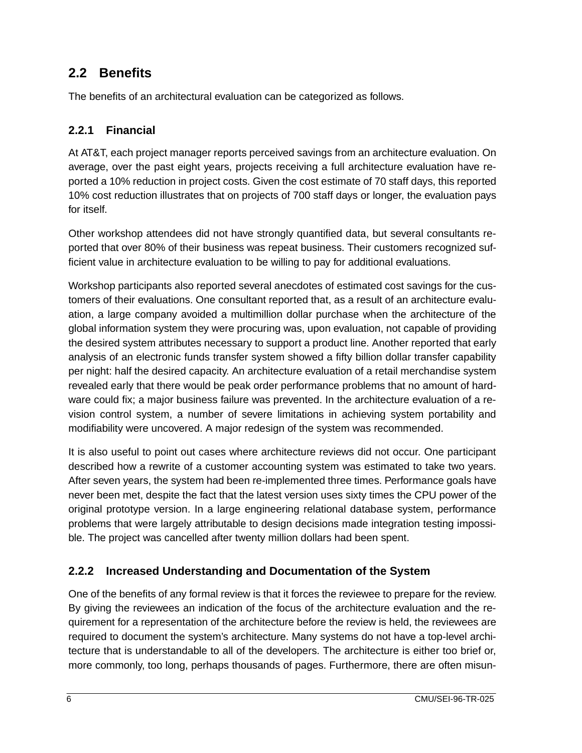## 2.2 Benefits

The benefits of an architectural evaluation can be categorized as follows.

### 2.2.1 Financial

At AT&T, each project manager reports perceived savings from an architecture evaluation. On average, over the past eight years, projects receiving a full architecture evaluation have reported a 10% reduction in project costs. Given the cost estimate of 70 staff days, this reported 10% cost reduction illustrates that on projects of 700 staff days or longer, the evaluation pays for itself.

Other workshop attendees did not have strongly quantified data, but several consultants reported that over 80% of their business was repeat business. Their customers recognized sufficient value in architecture evaluation to be willing to pay for additional evaluations.

Workshop participants also reported several anecdotes of estimated cost savings for the customers of their evaluations. One consultant reported that, as a result of an architecture evaluation, a large company avoided a multimillion dollar purchase when the architecture of the global information system they were procuring was, upon evaluation, not capable of providing the desired system attributes necessary to support a product line. Another reported that early analysis of an electronic funds transfer system showed a fifty billion dollar transfer capability per night: half the desired capacity. An architecture evaluation of a retail merchandise system revealed early that there would be peak order performance problems that no amount of hardware could fix; a major business failure was prevented. In the architecture evaluation of a revision control system, a number of severe limitations in achieving system portability and modifiability were uncovered. A major redesign of the system was recommended.

It is also useful to point out cases where architecture reviews did not occur. One participant described how a rewrite of a customer accounting system was estimated to take two years. After seven years, the system had been re-implemented three times. Performance goals have never been met, despite the fact that the latest version uses sixty times the CPU power of the original prototype version. In a large engineering relational database system, performance problems that were largely attributable to design decisions made integration testing impossible. The project was cancelled after twenty million dollars had been spent.

### 2.2.2 Increased Understanding and Documentation of the System

One of the benefits of any formal review is that it forces the reviewee to prepare for the review. By giving the reviewees an indication of the focus of the architecture evaluation and the requirement for a representation of the architecture before the review is held, the reviewees are required to document the system's architecture. Many systems do not have a top-level architecture that is understandable to all of the developers. The architecture is either too brief or, more commonly, too long, perhaps thousands of pages. Furthermore, there are often misun-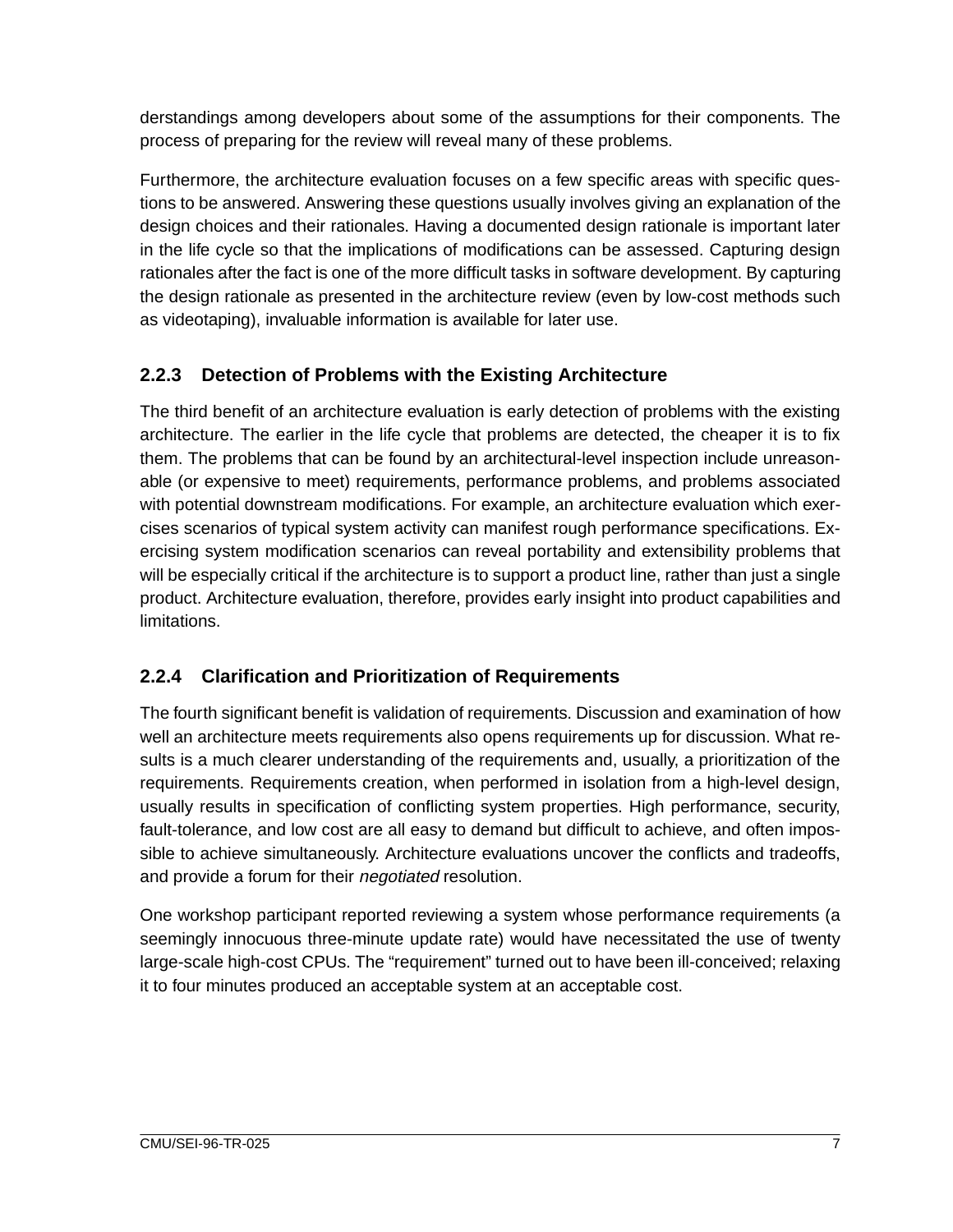derstandings among developers about some of the assumptions for their components. The process of preparing for the review will reveal many of these problems.

Furthermore, the architecture evaluation focuses on a few specific areas with specific questions to be answered. Answering these questions usually involves giving an explanation of the design choices and their rationales. Having a documented design rationale is important later in the life cycle so that the implications of modifications can be assessed. Capturing design rationales after the fact is one of the more difficult tasks in software development. By capturing the design rationale as presented in the architecture review (even by low-cost methods such as videotaping), invaluable information is available for later use.

### 2.2.3 Detection of Problems with the Existing Architecture

The third benefit of an architecture evaluation is early detection of problems with the existing architecture. The earlier in the life cycle that problems are detected, the cheaper it is to fix them. The problems that can be found by an architectural-level inspection include unreasonable (or expensive to meet) requirements, performance problems, and problems associated with potential downstream modifications. For example, an architecture evaluation which exercises scenarios of typical system activity can manifest rough performance specifications. Exercising system modification scenarios can reveal portability and extensibility problems that will be especially critical if the architecture is to support a product line, rather than just a single product. Architecture evaluation, therefore, provides early insight into product capabilities and limitations.

### 2.2.4 Clarification and Prioritization of Requirements

The fourth significant benefit is validation of requirements. Discussion and examination of how well an architecture meets requirements also opens requirements up for discussion. What results is a much clearer understanding of the requirements and, usually, a prioritization of the requirements. Requirements creation, when performed in isolation from a high-level design, usually results in specification of conflicting system properties. High performance, security, fault-tolerance, and low cost are all easy to demand but difficult to achieve, and often impossible to achieve simultaneously. Architecture evaluations uncover the conflicts and tradeoffs, and provide a forum for their *negotiated* resolution.

One workshop participant reported reviewing a system whose performance requirements (a seemingly innocuous three-minute update rate) would have necessitated the use of twenty large-scale high-cost CPUs. The "requirement" turned out to have been ill-conceived; relaxing it to four minutes produced an acceptable system at an acceptable cost.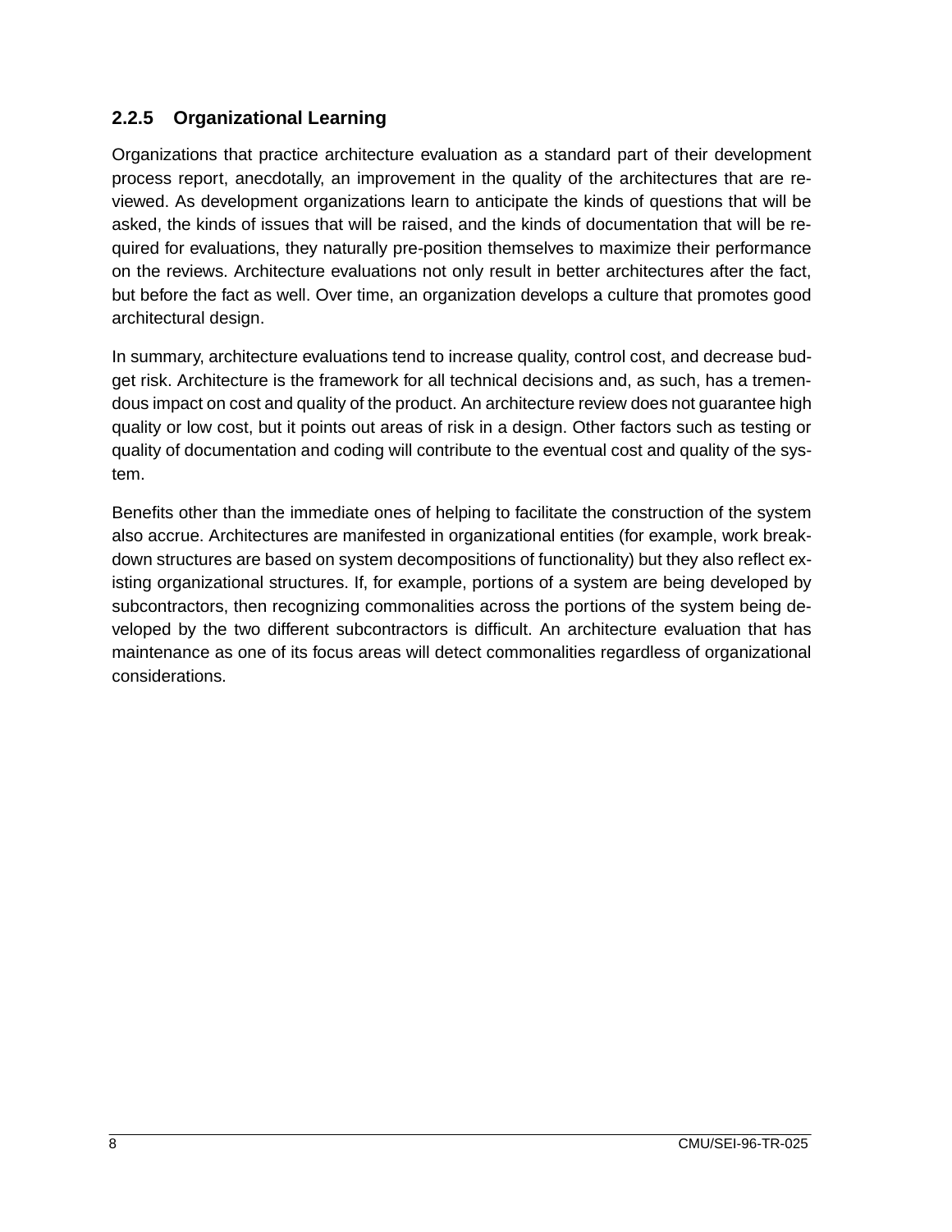### 2.2.5 Organizational Learning

Organizations that practice architecture evaluation as a standard part of their development process report, anecdotally, an improvement in the quality of the architectures that are reviewed. As development organizations learn to anticipate the kinds of questions that will be asked, the kinds of issues that will be raised, and the kinds of documentation that will be required for evaluations, they naturally pre-position themselves to maximize their performance on the reviews. Architecture evaluations not only result in better architectures after the fact, but before the fact as well. Over time, an organization develops a culture that promotes good architectural design.

In summary, architecture evaluations tend to increase quality, control cost, and decrease budget risk. Architecture is the framework for all technical decisions and, as such, has a tremendous impact on cost and quality of the product. An architecture review does not guarantee high quality or low cost, but it points out areas of risk in a design. Other factors such as testing or quality of documentation and coding will contribute to the eventual cost and quality of the system.

Benefits other than the immediate ones of helping to facilitate the construction of the system also accrue. Architectures are manifested in organizational entities (for example, work breakdown structures are based on system decompositions of functionality) but they also reflect existing organizational structures. If, for example, portions of a system are being developed by subcontractors, then recognizing commonalities across the portions of the system being developed by the two different subcontractors is difficult. An architecture evaluation that has maintenance as one of its focus areas will detect commonalities regardless of organizational considerations.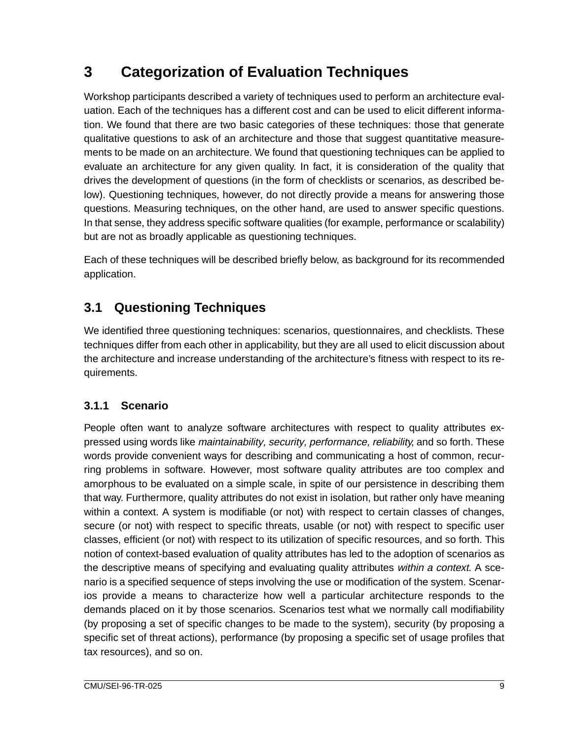# 3 Categorization of Evaluation Techniques

Workshop participants described a variety of techniques used to perform an architecture evaluation. Each of the techniques has a different cost and can be used to elicit different information. We found that there are two basic categories of these techniques: those that generate qualitative questions to ask of an architecture and those that suggest quantitative measurements to be made on an architecture. We found that questioning techniques can be applied to evaluate an architecture for any given quality. In fact, it is consideration of the quality that drives the development of questions (in the form of checklists or scenarios, as described below). Questioning techniques, however, do not directly provide a means for answering those questions. Measuring techniques, on the other hand, are used to answer specific questions. In that sense, they address specific software qualities (for example, performance or scalability) but are not as broadly applicable as questioning techniques.

Each of these techniques will be described briefly below, as background for its recommended application.

## 3.1 Questioning Techniques

We identified three questioning techniques: scenarios, questionnaires, and checklists. These techniques differ from each other in applicability, but they are all used to elicit discussion about the architecture and increase understanding of the architecture's fitness with respect to its requirements.

### 3.1.1 Scenario

People often want to analyze software architectures with respect to quality attributes expressed using words like *maintainability, security, performance, reliability*, and so forth. These words provide convenient ways for describing and communicating a host of common, recurring problems in software. However, most software quality attributes are too complex and amorphous to be evaluated on a simple scale, in spite of our persistence in describing them that way. Furthermore, quality attributes do not exist in isolation, but rather only have meaning within a context. A system is modifiable (or not) with respect to certain classes of changes, secure (or not) with respect to specific threats, usable (or not) with respect to specific user classes, efficient (or not) with respect to its utilization of specific resources, and so forth. This notion of context-based evaluation of quality attributes has led to the adoption of scenarios as the descriptive means of specifying and evaluating quality attributes *within a context*. A scenario is a specified sequence of steps involving the use or modification of the system. Scenarios provide a means to characterize how well a particular architecture responds to the demands placed on it by those scenarios. Scenarios test what we normally call modifiability (by proposing a set of specific changes to be made to the system), security (by proposing a specific set of threat actions), performance (by proposing a specific set of usage profiles that tax resources), and so on.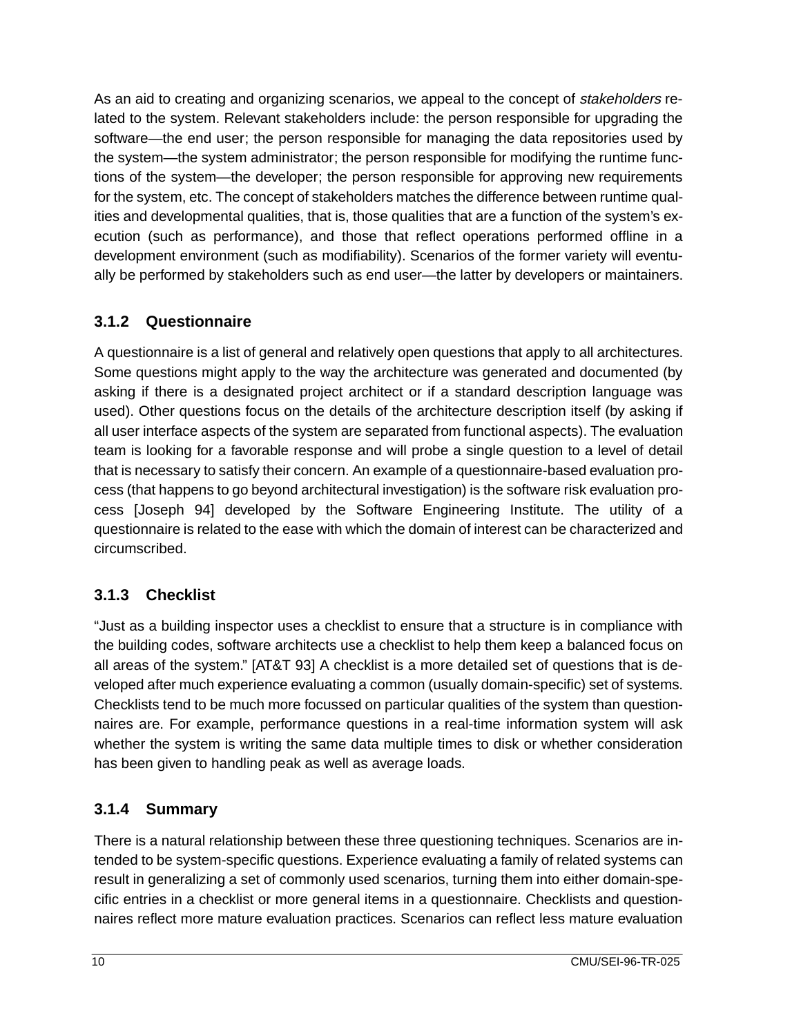As an aid to creating and organizing scenarios, we appeal to the concept of *stakeholders* related to the system. Relevant stakeholders include: the person responsible for upgrading the software—the end user; the person responsible for managing the data repositories used by the system—the system administrator; the person responsible for modifying the runtime functions of the system—the developer; the person responsible for approving new requirements for the system, etc. The concept of stakeholders matches the difference between runtime qualities and developmental qualities, that is, those qualities that are a function of the system's execution (such as performance), and those that reflect operations performed offline in a development environment (such as modifiability). Scenarios of the former variety will eventually be performed by stakeholders such as end user—the latter by developers or maintainers.

### 3.1.2 Questionnaire

A questionnaire is a list of general and relatively open questions that apply to all architectures. Some questions might apply to the way the architecture was generated and documented (by asking if there is a designated project architect or if a standard description language was used). Other questions focus on the details of the architecture description itself (by asking if all user interface aspects of the system are separated from functional aspects). The evaluation team is looking for a favorable response and will probe a single question to a level of detail that is necessary to satisfy their concern. An example of a questionnaire-based evaluation process (that happens to go beyond architectural investigation) is the software risk evaluation process [Joseph 94] developed by the Software Engineering Institute. The utility of a questionnaire is related to the ease with which the domain of interest can be characterized and circumscribed.

### 3.1.3 Checklist

"Just as a building inspector uses a checklist to ensure that a structure is in compliance with the building codes, software architects use a checklist to help them keep a balanced focus on all areas of the system." [AT&T 93] A checklist is a more detailed set of questions that is developed after much experience evaluating a common (usually domain-specific) set of systems. Checklists tend to be much more focussed on particular qualities of the system than questionnaires are. For example, performance questions in a real-time information system will ask whether the system is writing the same data multiple times to disk or whether consideration has been given to handling peak as well as average loads.

### 3.1.4 Summary

There is a natural relationship between these three questioning techniques. Scenarios are intended to be system-specific questions. Experience evaluating a family of related systems can result in generalizing a set of commonly used scenarios, turning them into either domain-specific entries in a checklist or more general items in a questionnaire. Checklists and questionnaires reflect more mature evaluation practices. Scenarios can reflect less mature evaluation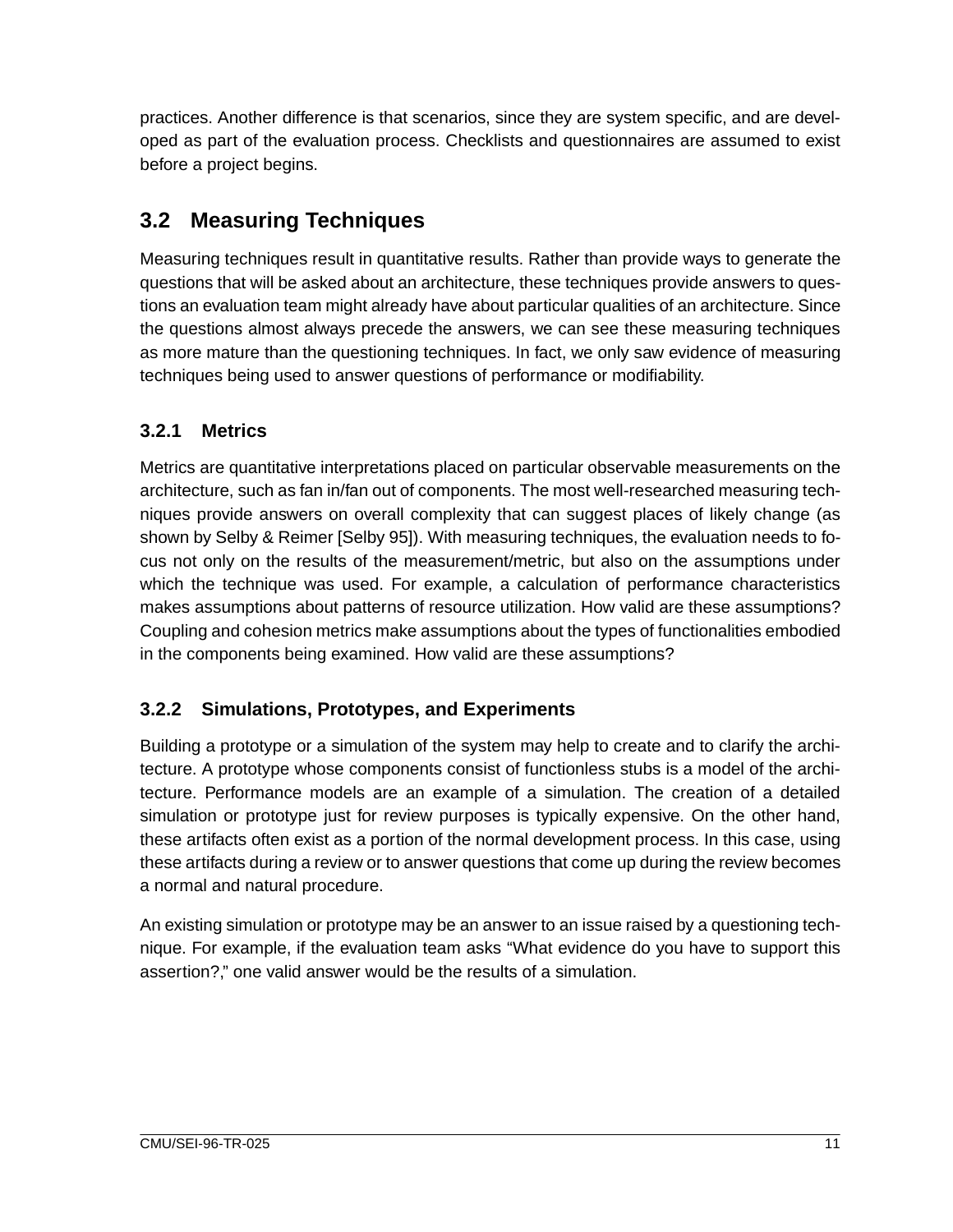practices. Another difference is that scenarios, since they are system specific, and are developed as part of the evaluation process. Checklists and questionnaires are assumed to exist before a project begins.

## 3.2 Measuring Techniques

Measuring techniques result in quantitative results. Rather than provide ways to generate the questions that will be asked about an architecture, these techniques provide answers to questions an evaluation team might already have about particular qualities of an architecture. Since the questions almost always precede the answers, we can see these measuring techniques as more mature than the questioning techniques. In fact, we only saw evidence of measuring techniques being used to answer questions of performance or modifiability.

### 3.2.1 Metrics

Metrics are quantitative interpretations placed on particular observable measurements on the architecture, such as fan in/fan out of components. The most well-researched measuring techniques provide answers on overall complexity that can suggest places of likely change (as shown by Selby & Reimer [Selby 95]). With measuring techniques, the evaluation needs to focus not only on the results of the measurement/metric, but also on the assumptions under which the technique was used. For example, a calculation of performance characteristics makes assumptions about patterns of resource utilization. How valid are these assumptions? Coupling and cohesion metrics make assumptions about the types of functionalities embodied in the components being examined. How valid are these assumptions?

### 3.2.2 Simulations, Prototypes, and Experiments

Building a prototype or a simulation of the system may help to create and to clarify the architecture. A prototype whose components consist of functionless stubs is a model of the architecture. Performance models are an example of a simulation. The creation of a detailed simulation or prototype just for review purposes is typically expensive. On the other hand, these artifacts often exist as a portion of the normal development process. In this case, using these artifacts during a review or to answer questions that come up during the review becomes a normal and natural procedure.

An existing simulation or prototype may be an answer to an issue raised by a questioning technique. For example, if the evaluation team asks "What evidence do you have to support this assertion?," one valid answer would be the results of a simulation.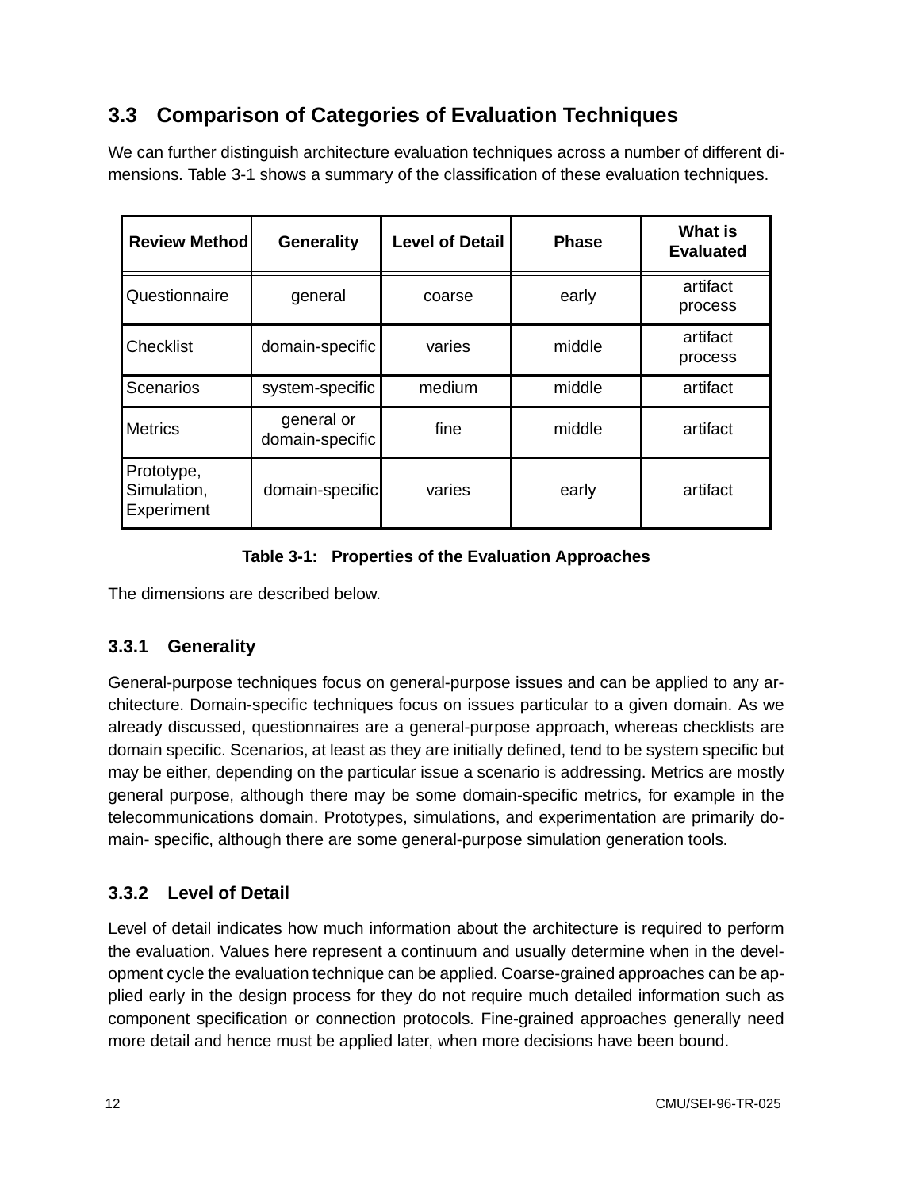## 3.3 Comparison of Categories of Evaluation Techniques

We can further distinguish architecture evaluation techniques across a number of different dimensions. Table 3-1 shows a summary of the classification of these evaluation techniques.

| Review Method | Generality | Level of Detail | Phase | What is Evaluated |
|---|---|---|---|---|
| Questionnaire | general | coarse | early | artifact process |
| Checklist | domain-specific | varies | middle | artifact process |
| Scenarios | system-specific | medium | middle | artifact |
| Metrics | general or domain-specific | fine | middle | artifact |
| Prototype, Simulation, Experiment | domain-specific | varies | early | artifact |

**Table 3-1: Properties of the Evaluation Approaches**

The dimensions are described below.

### 3.3.1 Generality

General-purpose techniques focus on general-purpose issues and can be applied to any architecture. Domain-specific techniques focus on issues particular to a given domain. As we already discussed, questionnaires are a general-purpose approach, whereas checklists are domain specific. Scenarios, at least as they are initially defined, tend to be system specific but may be either, depending on the particular issue a scenario is addressing. Metrics are mostly general purpose, although there may be some domain-specific metrics, for example in the telecommunications domain. Prototypes, simulations, and experimentation are primarily domain- specific, although there are some general-purpose simulation generation tools.

### 3.3.2 Level of Detail

Level of detail indicates how much information about the architecture is required to perform the evaluation. Values here represent a continuum and usually determine when in the development cycle the evaluation technique can be applied. Coarse-grained approaches can be applied early in the design process for they do not require much detailed information such as component specification or connection protocols. Fine-grained approaches generally need more detail and hence must be applied later, when more decisions have been bound.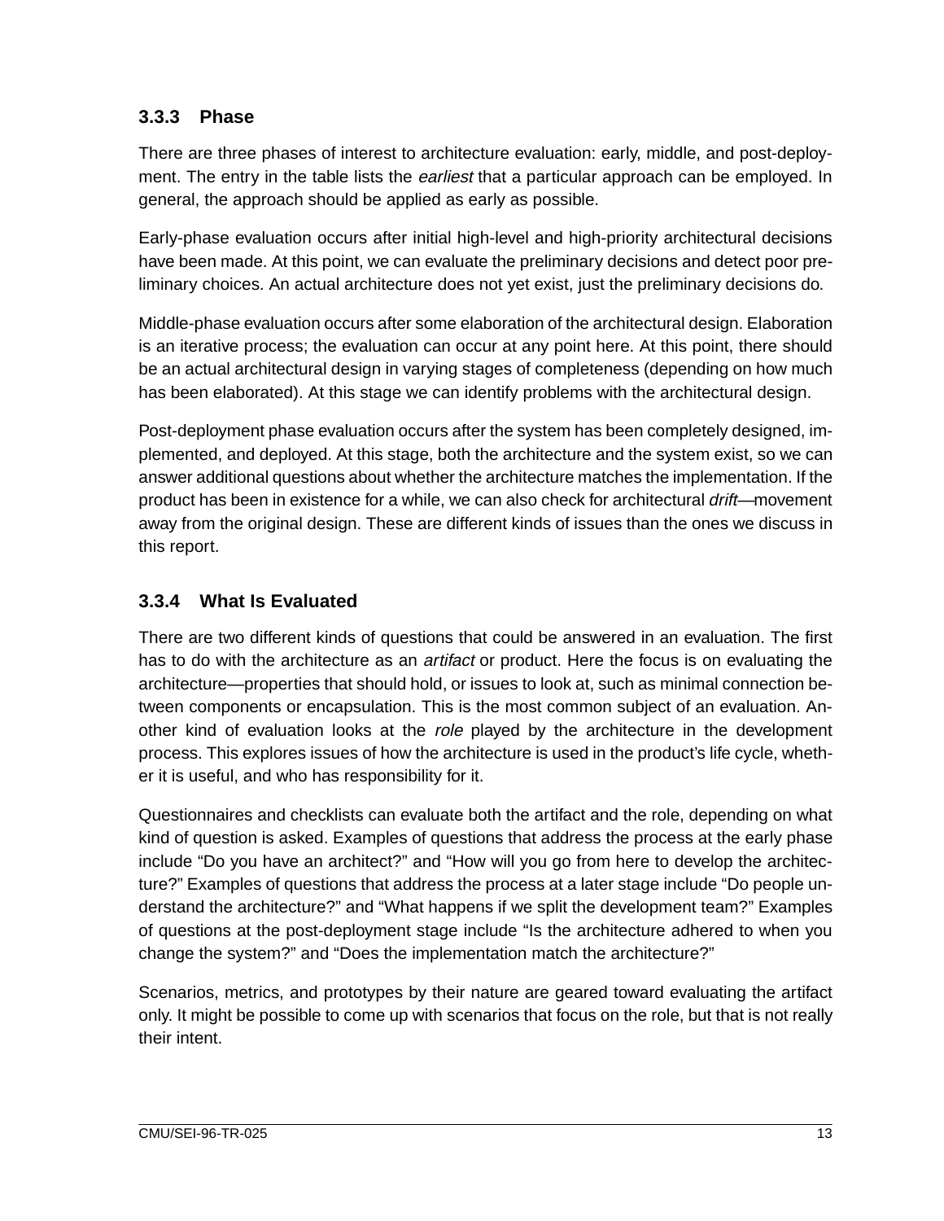### 3.3.3 Phase

There are three phases of interest to architecture evaluation: early, middle, and post-deployment. The entry in the table lists the *earliest* that a particular approach can be employed. In general, the approach should be applied as early as possible.

Early-phase evaluation occurs after initial high-level and high-priority architectural decisions have been made. At this point, we can evaluate the preliminary decisions and detect poor preliminary choices. An actual architecture does not yet exist, just the preliminary decisions do.

Middle-phase evaluation occurs after some elaboration of the architectural design. Elaboration is an iterative process; the evaluation can occur at any point here. At this point, there should be an actual architectural design in varying stages of completeness (depending on how much has been elaborated). At this stage we can identify problems with the architectural design.

Post-deployment phase evaluation occurs after the system has been completely designed, implemented, and deployed. At this stage, both the architecture and the system exist, so we can answer additional questions about whether the architecture matches the implementation. If the product has been in existence for a while, we can also check for architectural *drift*—movement away from the original design. These are different kinds of issues than the ones we discuss in this report.

### 3.3.4 What Is Evaluated

There are two different kinds of questions that could be answered in an evaluation. The first has to do with the architecture as an *artifact* or product. Here the focus is on evaluating the architecture—properties that should hold, or issues to look at, such as minimal connection between components or encapsulation. This is the most common subject of an evaluation. Another kind of evaluation looks at the *role* played by the architecture in the development process. This explores issues of how the architecture is used in the product's life cycle, whether it is useful, and who has responsibility for it.

Questionnaires and checklists can evaluate both the artifact and the role, depending on what kind of question is asked. Examples of questions that address the process at the early phase include "Do you have an architect?" and "How will you go from here to develop the architecture?" Examples of questions that address the process at a later stage include "Do people understand the architecture?" and "What happens if we split the development team?" Examples of questions at the post-deployment stage include "Is the architecture adhered to when you change the system?" and "Does the implementation match the architecture?"

Scenarios, metrics, and prototypes by their nature are geared toward evaluating the artifact only. It might be possible to come up with scenarios that focus on the role, but that is not really their intent.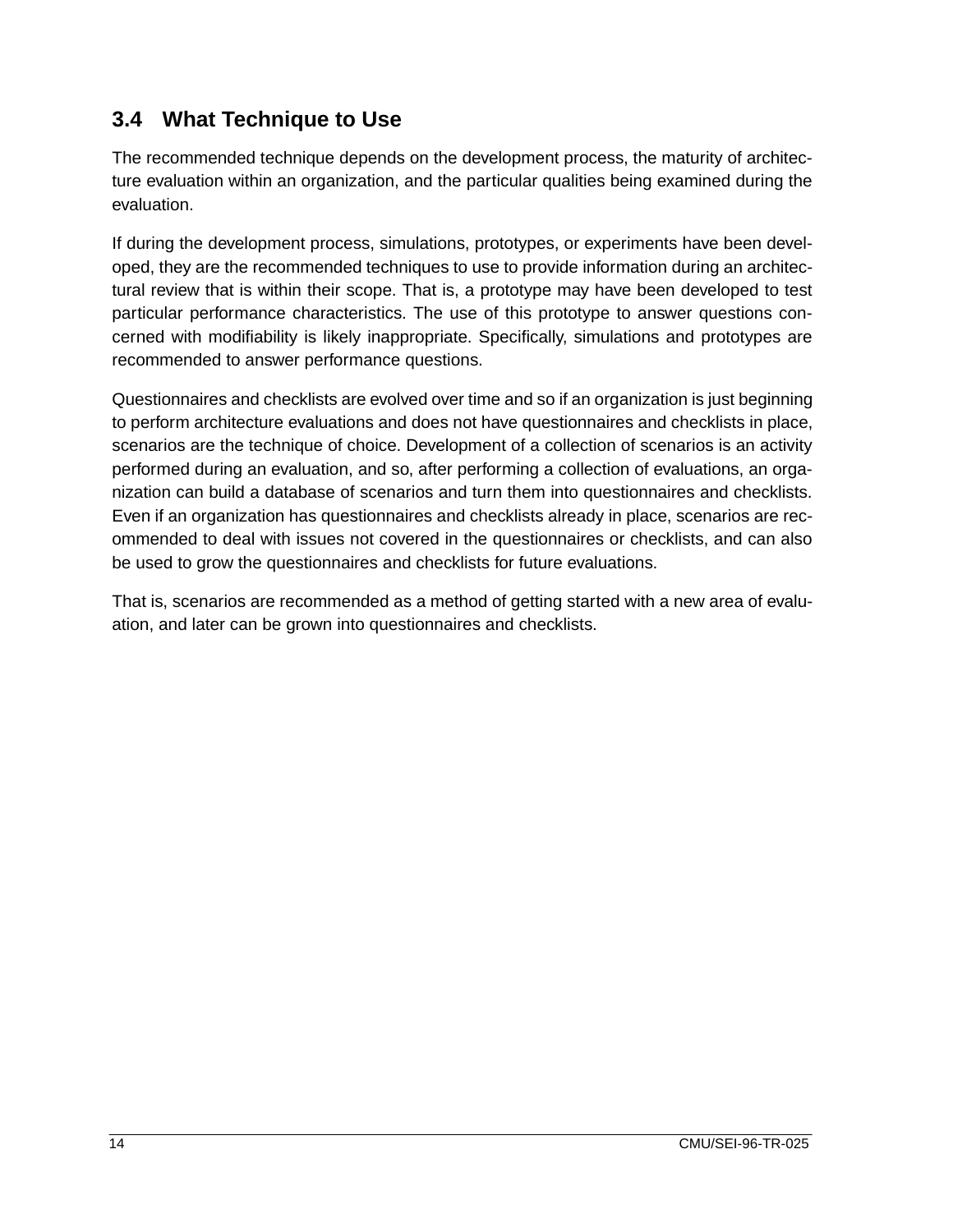## 3.4 What Technique to Use

The recommended technique depends on the development process, the maturity of architecture evaluation within an organization, and the particular qualities being examined during the evaluation.

If during the development process, simulations, prototypes, or experiments have been developed, they are the recommended techniques to use to provide information during an architectural review that is within their scope. That is, a prototype may have been developed to test particular performance characteristics. The use of this prototype to answer questions concerned with modifiability is likely inappropriate. Specifically, simulations and prototypes are recommended to answer performance questions.

Questionnaires and checklists are evolved over time and so if an organization is just beginning to perform architecture evaluations and does not have questionnaires and checklists in place, scenarios are the technique of choice. Development of a collection of scenarios is an activity performed during an evaluation, and so, after performing a collection of evaluations, an organization can build a database of scenarios and turn them into questionnaires and checklists. Even if an organization has questionnaires and checklists already in place, scenarios are recommended to deal with issues not covered in the questionnaires or checklists, and can also be used to grow the questionnaires and checklists for future evaluations.

That is, scenarios are recommended as a method of getting started with a new area of evaluation, and later can be grown into questionnaires and checklists.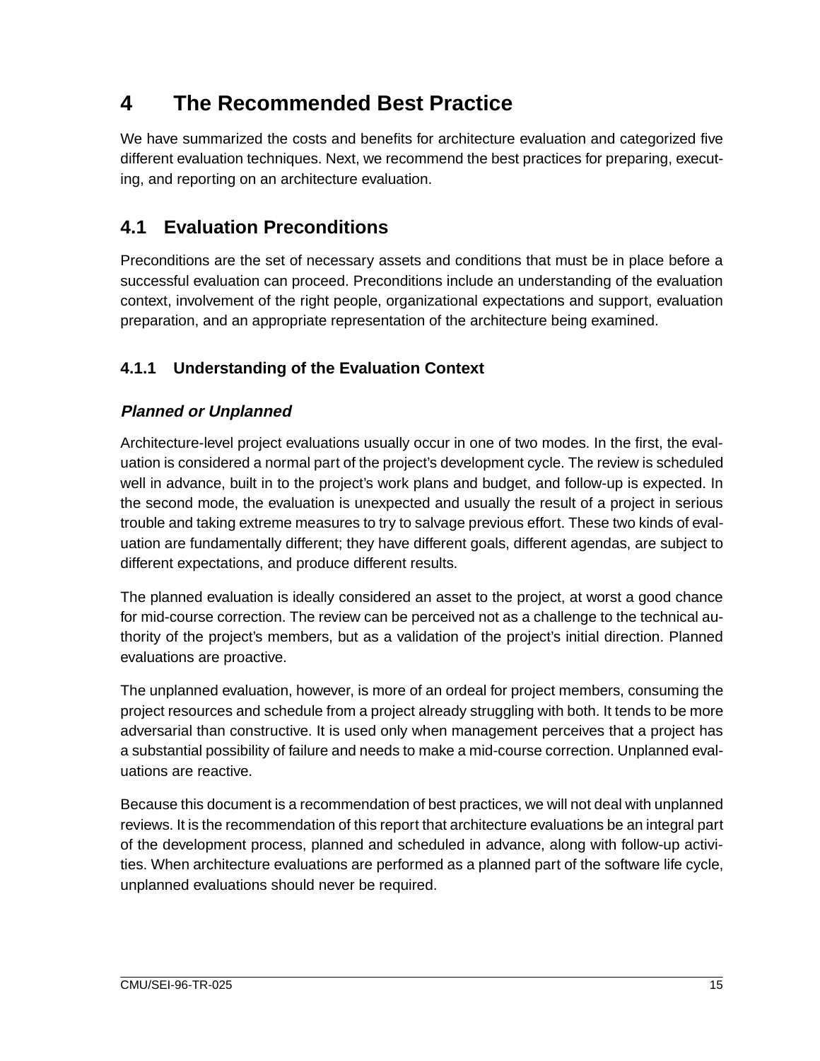# 4 The Recommended Best Practice

We have summarized the costs and benefits for architecture evaluation and categorized five different evaluation techniques. Next, we recommend the best practices for preparing, executing, and reporting on an architecture evaluation.

## 4.1 Evaluation Preconditions

Preconditions are the set of necessary assets and conditions that must be in place before a successful evaluation can proceed. Preconditions include an understanding of the evaluation context, involvement of the right people, organizational expectations and support, evaluation preparation, and an appropriate representation of the architecture being examined.

### 4.1.1 Understanding of the Evaluation Context

#### *Planned or Unplanned*

Architecture-level project evaluations usually occur in one of two modes. In the first, the evaluation is considered a normal part of the project's development cycle. The review is scheduled well in advance, built in to the project's work plans and budget, and follow-up is expected. In the second mode, the evaluation is unexpected and usually the result of a project in serious trouble and taking extreme measures to try to salvage previous effort. These two kinds of evaluation are fundamentally different; they have different goals, different agendas, are subject to different expectations, and produce different results.

The planned evaluation is ideally considered an asset to the project, at worst a good chance for mid-course correction. The review can be perceived not as a challenge to the technical authority of the project's members, but as a validation of the project's initial direction. Planned evaluations are proactive.

The unplanned evaluation, however, is more of an ordeal for project members, consuming the project resources and schedule from a project already struggling with both. It tends to be more adversarial than constructive. It is used only when management perceives that a project has a substantial possibility of failure and needs to make a mid-course correction. Unplanned evaluations are reactive.

Because this document is a recommendation of best practices, we will not deal with unplanned reviews. It is the recommendation of this report that architecture evaluations be an integral part of the development process, planned and scheduled in advance, along with follow-up activities. When architecture evaluations are performed as a planned part of the software life cycle, unplanned evaluations should never be required.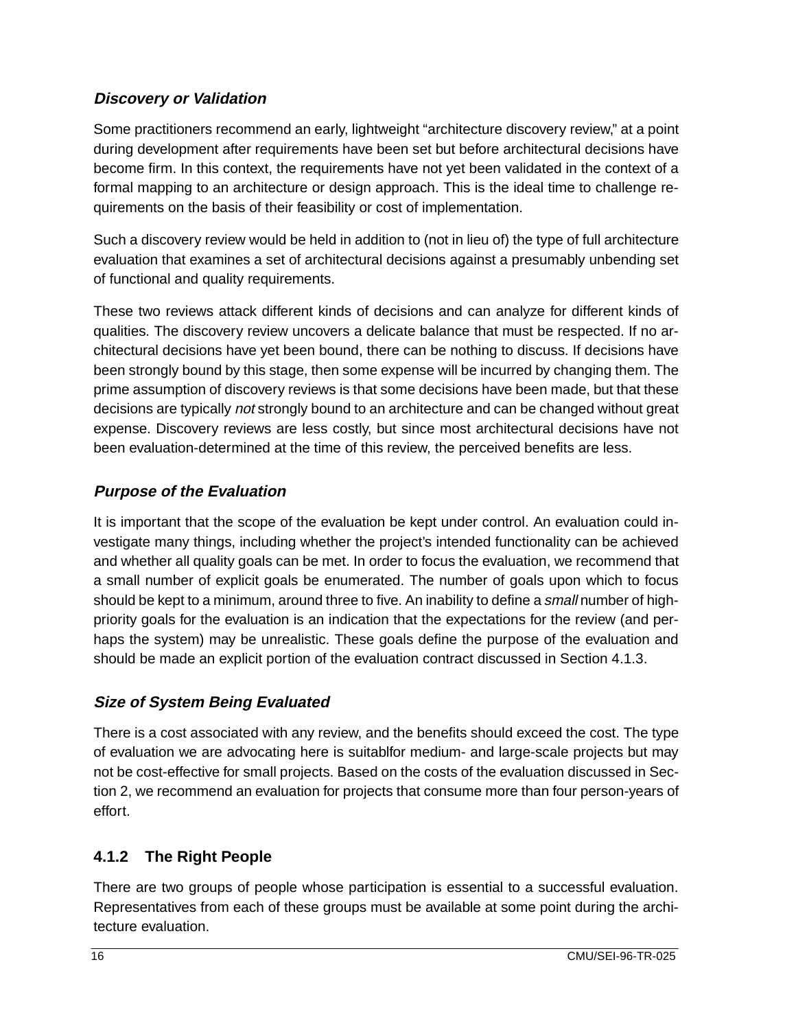#### *Discovery or Validation*

Some practitioners recommend an early, lightweight "architecture discovery review," at a point during development after requirements have been set but before architectural decisions have become firm. In this context, the requirements have not yet been validated in the context of a formal mapping to an architecture or design approach. This is the ideal time to challenge requirements on the basis of their feasibility or cost of implementation.

Such a discovery review would be held in addition to (not in lieu of) the type of full architecture evaluation that examines a set of architectural decisions against a presumably unbending set of functional and quality requirements.

These two reviews attack different kinds of decisions and can analyze for different kinds of qualities. The discovery review uncovers a delicate balance that must be respected. If no architectural decisions have yet been bound, there can be nothing to discuss. If decisions have been strongly bound by this stage, then some expense will be incurred by changing them. The prime assumption of discovery reviews is that some decisions have been made, but that these decisions are typically *not* strongly bound to an architecture and can be changed without great expense. Discovery reviews are less costly, but since most architectural decisions have not been evaluation-determined at the time of this review, the perceived benefits are less.

#### *Purpose of the Evaluation*

It is important that the scope of the evaluation be kept under control. An evaluation could investigate many things, including whether the project's intended functionality can be achieved and whether all quality goals can be met. In order to focus the evaluation, we recommend that a small number of explicit goals be enumerated. The number of goals upon which to focus should be kept to a minimum, around three to five. An inability to define a *small* number of high-priority goals for the evaluation is an indication that the expectations for the review (and perhaps the system) may be unrealistic. These goals define the purpose of the evaluation and should be made an explicit portion of the evaluation contract discussed in Section 4.1.3.

#### *Size of System Being Evaluated*

There is a cost associated with any review, and the benefits should exceed the cost. The type of evaluation we are advocating here is suitablfor medium- and large-scale projects but may not be cost-effective for small projects. Based on the costs of the evaluation discussed in Section 2, we recommend an evaluation for projects that consume more than four person-years of effort.

### 4.1.2 The Right People

There are two groups of people whose participation is essential to a successful evaluation. Representatives from each of these groups must be available at some point during the architecture evaluation.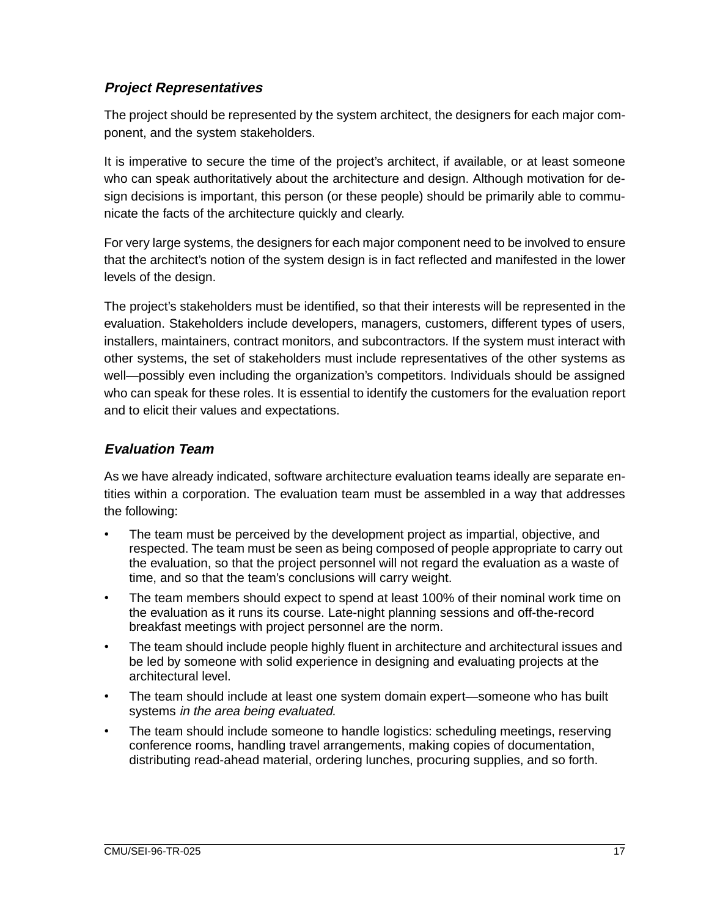### *Project Representatives*

The project should be represented by the system architect, the designers for each major component, and the system stakeholders.

It is imperative to secure the time of the project's architect, if available, or at least someone who can speak authoritatively about the architecture and design. Although motivation for design decisions is important, this person (or these people) should be primarily able to communicate the facts of the architecture quickly and clearly.

For very large systems, the designers for each major component need to be involved to ensure that the architect's notion of the system design is in fact reflected and manifested in the lower levels of the design.

The project's stakeholders must be identified, so that their interests will be represented in the evaluation. Stakeholders include developers, managers, customers, different types of users, installers, maintainers, contract monitors, and subcontractors. If the system must interact with other systems, the set of stakeholders must include representatives of the other systems as well—possibly even including the organization's competitors. Individuals should be assigned who can speak for these roles. It is essential to identify the customers for the evaluation report and to elicit their values and expectations.

### *Evaluation Team*

As we have already indicated, software architecture evaluation teams ideally are separate entities within a corporation. The evaluation team must be assembled in a way that addresses the following:

- The team must be perceived by the development project as impartial, objective, and respected. The team must be seen as being composed of people appropriate to carry out the evaluation, so that the project personnel will not regard the evaluation as a waste of time, and so that the team's conclusions will carry weight.
- The team members should expect to spend at least 100% of their nominal work time on the evaluation as it runs its course. Late-night planning sessions and off-the-record breakfast meetings with project personnel are the norm.
- The team should include people highly fluent in architecture and architectural issues and be led by someone with solid experience in designing and evaluating projects at the architectural level.
- The team should include at least one system domain expert—someone who has built systems *in the area being evaluated*.
- The team should include someone to handle logistics: scheduling meetings, reserving conference rooms, handling travel arrangements, making copies of documentation, distributing read-ahead material, ordering lunches, procuring supplies, and so forth.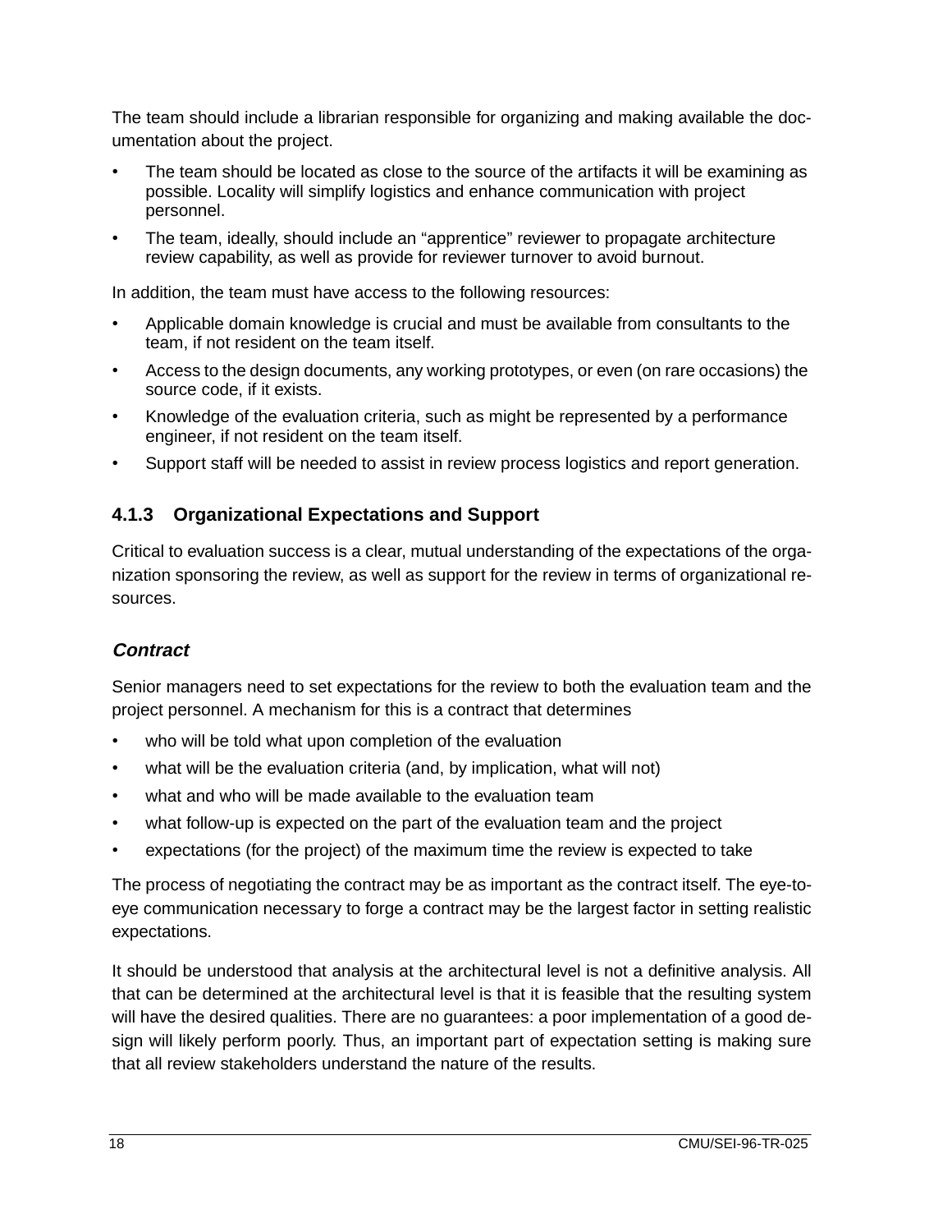The team should include a librarian responsible for organizing and making available the documentation about the project.

- The team should be located as close to the source of the artifacts it will be examining as possible. Locality will simplify logistics and enhance communication with project personnel.
- The team, ideally, should include an “apprentice” reviewer to propagate architecture review capability, as well as provide for reviewer turnover to avoid burnout.

In addition, the team must have access to the following resources:

- Applicable domain knowledge is crucial and must be available from consultants to the team, if not resident on the team itself.
- Access to the design documents, any working prototypes, or even (on rare occasions) the source code, if it exists.
- Knowledge of the evaluation criteria, such as might be represented by a performance engineer, if not resident on the team itself.
- Support staff will be needed to assist in review process logistics and report generation.

### 4.1.3 Organizational Expectations and Support

Critical to evaluation success is a clear, mutual understanding of the expectations of the organization sponsoring the review, as well as support for the review in terms of organizational resources.

#### *Contract*

Senior managers need to set expectations for the review to both the evaluation team and the project personnel. A mechanism for this is a contract that determines

- who will be told what upon completion of the evaluation
- what will be the evaluation criteria (and, by implication, what will not)
- what and who will be made available to the evaluation team
- what follow-up is expected on the part of the evaluation team and the project
- expectations (for the project) of the maximum time the review is expected to take

The process of negotiating the contract may be as important as the contract itself. The eye-to-eye communication necessary to forge a contract may be the largest factor in setting realistic expectations.

It should be understood that analysis at the architectural level is not a definitive analysis. All that can be determined at the architectural level is that it is feasible that the resulting system will have the desired qualities. There are no guarantees: a poor implementation of a good design will likely perform poorly. Thus, an important part of expectation setting is making sure that all review stakeholders understand the nature of the results.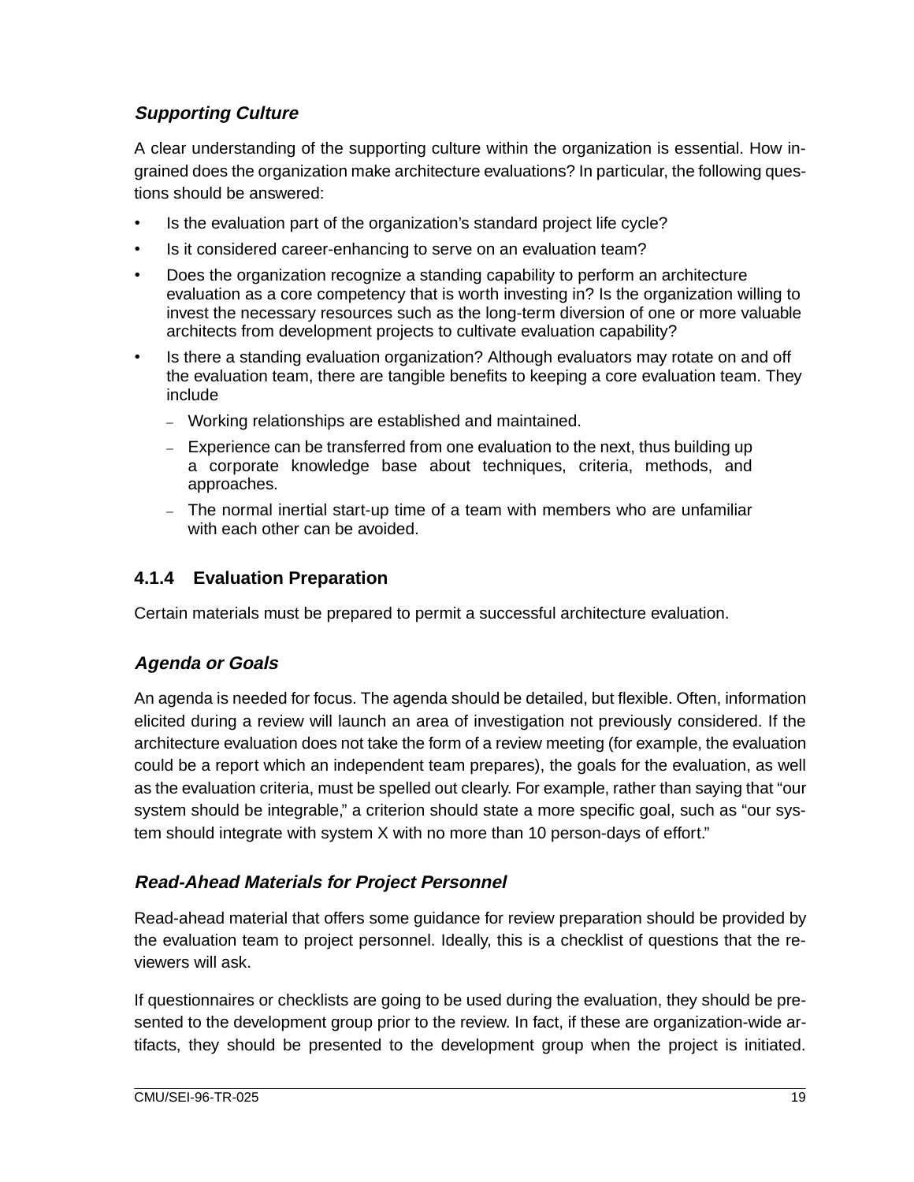### *Supporting Culture*

A clear understanding of the supporting culture within the organization is essential. How ingrained does the organization make architecture evaluations? In particular, the following questions should be answered:

- Is the evaluation part of the organization's standard project life cycle?
- Is it considered career-enhancing to serve on an evaluation team?
- Does the organization recognize a standing capability to perform an architecture evaluation as a core competency that is worth investing in? Is the organization willing to invest the necessary resources such as the long-term diversion of one or more valuable architects from development projects to cultivate evaluation capability?
- Is there a standing evaluation organization? Although evaluators may rotate on and off the evaluation team, there are tangible benefits to keeping a core evaluation team. They include
  - Working relationships are established and maintained.
  - Experience can be transferred from one evaluation to the next, thus building up a corporate knowledge base about techniques, criteria, methods, and approaches.
  - The normal inertial start-up time of a team with members who are unfamiliar with each other can be avoided.

## 4.1.4 Evaluation Preparation

Certain materials must be prepared to permit a successful architecture evaluation.

### *Agenda or Goals*

An agenda is needed for focus. The agenda should be detailed, but flexible. Often, information elicited during a review will launch an area of investigation not previously considered. If the architecture evaluation does not take the form of a review meeting (for example, the evaluation could be a report which an independent team prepares), the goals for the evaluation, as well as the evaluation criteria, must be spelled out clearly. For example, rather than saying that "our system should be integrable," a criterion should state a more specific goal, such as "our system should integrate with system X with no more than 10 person-days of effort."

### *Read-Ahead Materials for Project Personnel*

Read-ahead material that offers some guidance for review preparation should be provided by the evaluation team to project personnel. Ideally, this is a checklist of questions that the reviewers will ask.

If questionnaires or checklists are going to be used during the evaluation, they should be presented to the development group prior to the review. In fact, if these are organization-wide artifacts, they should be presented to the development group when the project is initiated.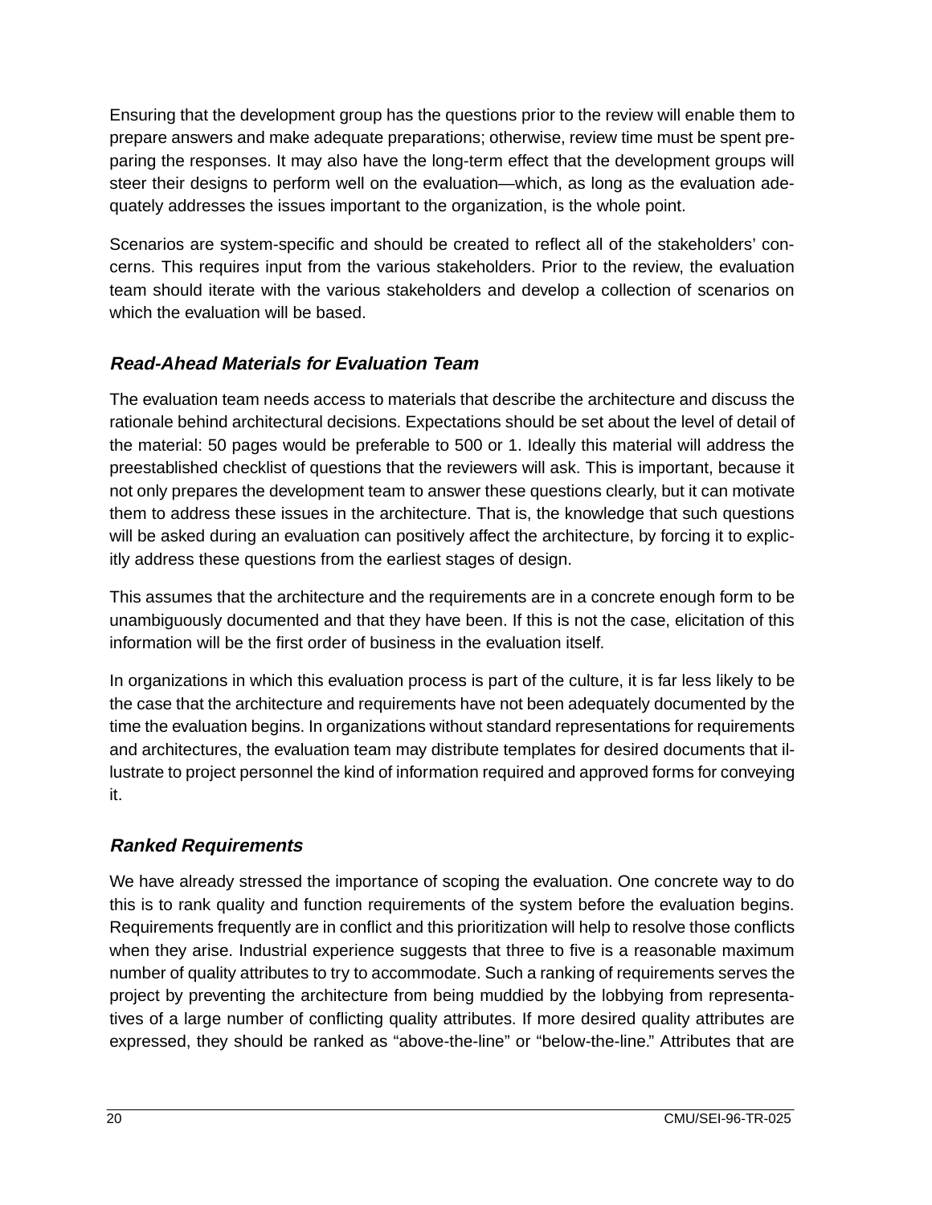Ensuring that the development group has the questions prior to the review will enable them to prepare answers and make adequate preparations; otherwise, review time must be spent preparing the responses. It may also have the long-term effect that the development groups will steer their designs to perform well on the evaluation—which, as long as the evaluation adequately addresses the issues important to the organization, is the whole point.

Scenarios are system-specific and should be created to reflect all of the stakeholders' concerns. This requires input from the various stakeholders. Prior to the review, the evaluation team should iterate with the various stakeholders and develop a collection of scenarios on which the evaluation will be based.

### *Read-Ahead Materials for Evaluation Team*

The evaluation team needs access to materials that describe the architecture and discuss the rationale behind architectural decisions. Expectations should be set about the level of detail of the material: 50 pages would be preferable to 500 or 1. Ideally this material will address the preestablished checklist of questions that the reviewers will ask. This is important, because it not only prepares the development team to answer these questions clearly, but it can motivate them to address these issues in the architecture. That is, the knowledge that such questions will be asked during an evaluation can positively affect the architecture, by forcing it to explicitly address these questions from the earliest stages of design.

This assumes that the architecture and the requirements are in a concrete enough form to be unambiguously documented and that they have been. If this is not the case, elicitation of this information will be the first order of business in the evaluation itself.

In organizations in which this evaluation process is part of the culture, it is far less likely to be the case that the architecture and requirements have not been adequately documented by the time the evaluation begins. In organizations without standard representations for requirements and architectures, the evaluation team may distribute templates for desired documents that illustrate to project personnel the kind of information required and approved forms for conveying it.

### *Ranked Requirements*

We have already stressed the importance of scoping the evaluation. One concrete way to do this is to rank quality and function requirements of the system before the evaluation begins. Requirements frequently are in conflict and this prioritization will help to resolve those conflicts when they arise. Industrial experience suggests that three to five is a reasonable maximum number of quality attributes to try to accommodate. Such a ranking of requirements serves the project by preventing the architecture from being muddied by the lobbying from representatives of a large number of conflicting quality attributes. If more desired quality attributes are expressed, they should be ranked as "above-the-line" or "below-the-line." Attributes that are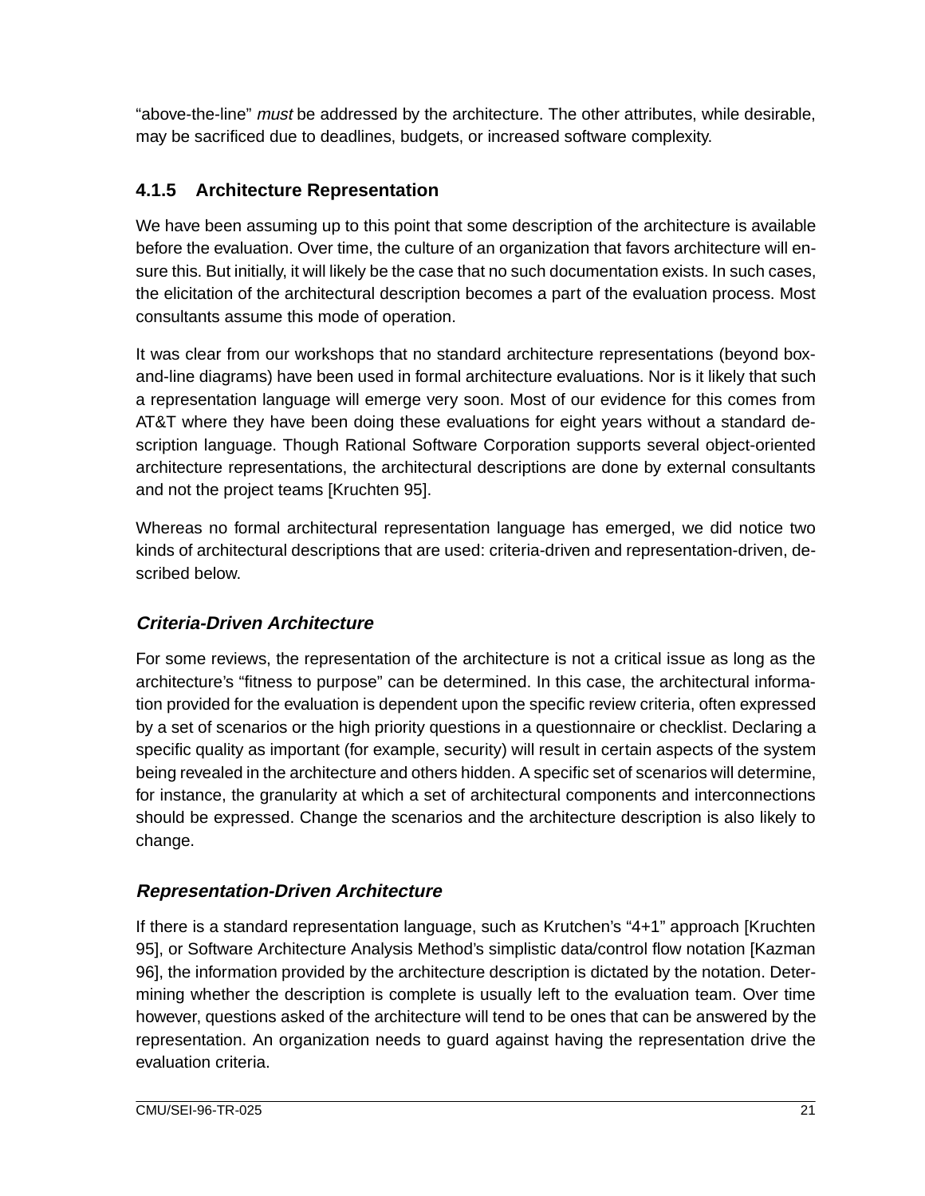"above-the-line" *must* be addressed by the architecture. The other attributes, while desirable, may be sacrificed due to deadlines, budgets, or increased software complexity.

### 4.1.5 Architecture Representation

We have been assuming up to this point that some description of the architecture is available before the evaluation. Over time, the culture of an organization that favors architecture will ensure this. But initially, it will likely be the case that no such documentation exists. In such cases, the elicitation of the architectural description becomes a part of the evaluation process. Most consultants assume this mode of operation.

It was clear from our workshops that no standard architecture representations (beyond box-and-line diagrams) have been used in formal architecture evaluations. Nor is it likely that such a representation language will emerge very soon. Most of our evidence for this comes from AT&T where they have been doing these evaluations for eight years without a standard description language. Though Rational Software Corporation supports several object-oriented architecture representations, the architectural descriptions are done by external consultants and not the project teams [Kruchten 95].

Whereas no formal architectural representation language has emerged, we did notice two kinds of architectural descriptions that are used: criteria-driven and representation-driven, described below.

#### *Criteria-Driven Architecture*

For some reviews, the representation of the architecture is not a critical issue as long as the architecture's "fitness to purpose" can be determined. In this case, the architectural information provided for the evaluation is dependent upon the specific review criteria, often expressed by a set of scenarios or the high priority questions in a questionnaire or checklist. Declaring a specific quality as important (for example, security) will result in certain aspects of the system being revealed in the architecture and others hidden. A specific set of scenarios will determine, for instance, the granularity at which a set of architectural components and interconnections should be expressed. Change the scenarios and the architecture description is also likely to change.

#### *Representation-Driven Architecture*

If there is a standard representation language, such as Krutchen's "4+1" approach [Kruchten 95], or Software Architecture Analysis Method's simplistic data/control flow notation [Kazman 96], the information provided by the architecture description is dictated by the notation. Determining whether the description is complete is usually left to the evaluation team. Over time however, questions asked of the architecture will tend to be ones that can be answered by the representation. An organization needs to guard against having the representation drive the evaluation criteria.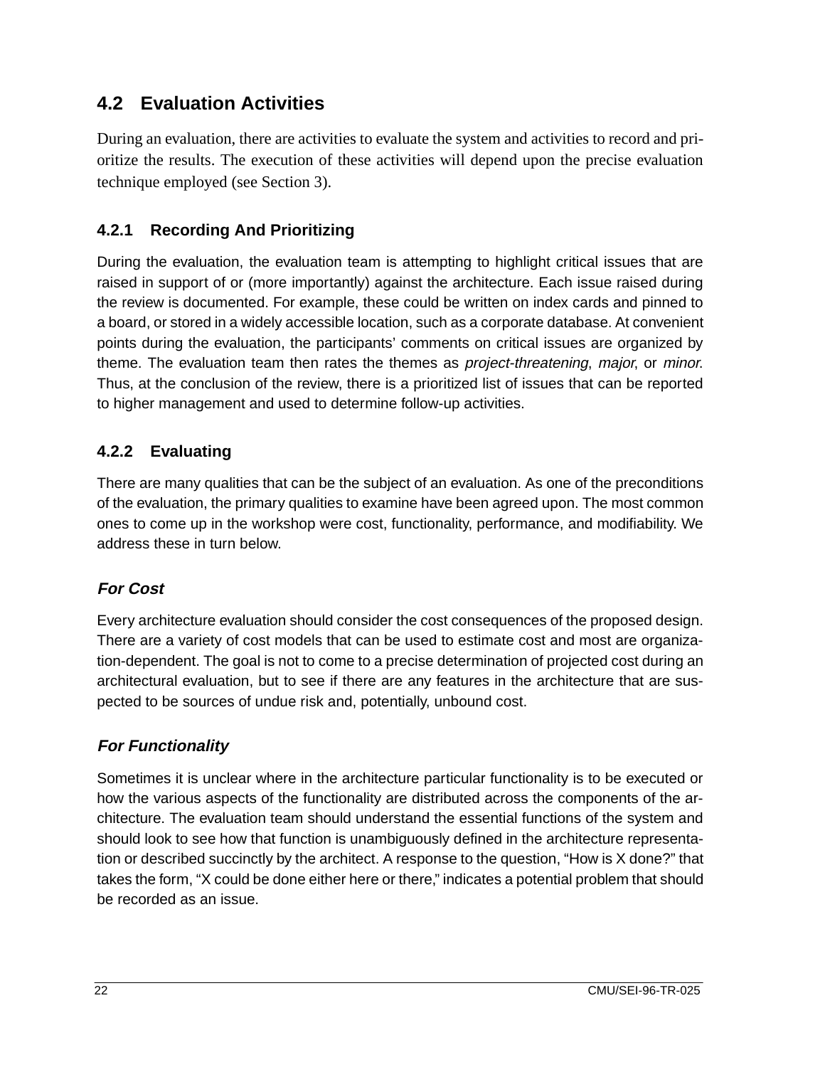## 4.2 Evaluation Activities

During an evaluation, there are activities to evaluate the system and activities to record and prioritize the results. The execution of these activities will depend upon the precise evaluation technique employed (see Section 3).

### 4.2.1 Recording And Prioritizing

During the evaluation, the evaluation team is attempting to highlight critical issues that are raised in support of or (more importantly) against the architecture. Each issue raised during the review is documented. For example, these could be written on index cards and pinned to a board, or stored in a widely accessible location, such as a corporate database. At convenient points during the evaluation, the participants' comments on critical issues are organized by theme. The evaluation team then rates the themes as *project-threatening*, *major*, or *minor*. Thus, at the conclusion of the review, there is a prioritized list of issues that can be reported to higher management and used to determine follow-up activities.

### 4.2.2 Evaluating

There are many qualities that can be the subject of an evaluation. As one of the preconditions of the evaluation, the primary qualities to examine have been agreed upon. The most common ones to come up in the workshop were cost, functionality, performance, and modifiability. We address these in turn below.

#### *For Cost*

Every architecture evaluation should consider the cost consequences of the proposed design. There are a variety of cost models that can be used to estimate cost and most are organization-dependent. The goal is not to come to a precise determination of projected cost during an architectural evaluation, but to see if there are any features in the architecture that are suspected to be sources of undue risk and, potentially, unbound cost.

#### *For Functionality*

Sometimes it is unclear where in the architecture particular functionality is to be executed or how the various aspects of the functionality are distributed across the components of the architecture. The evaluation team should understand the essential functions of the system and should look to see how that function is unambiguously defined in the architecture representation or described succinctly by the architect. A response to the question, "How is X done?" that takes the form, "X could be done either here or there," indicates a potential problem that should be recorded as an issue.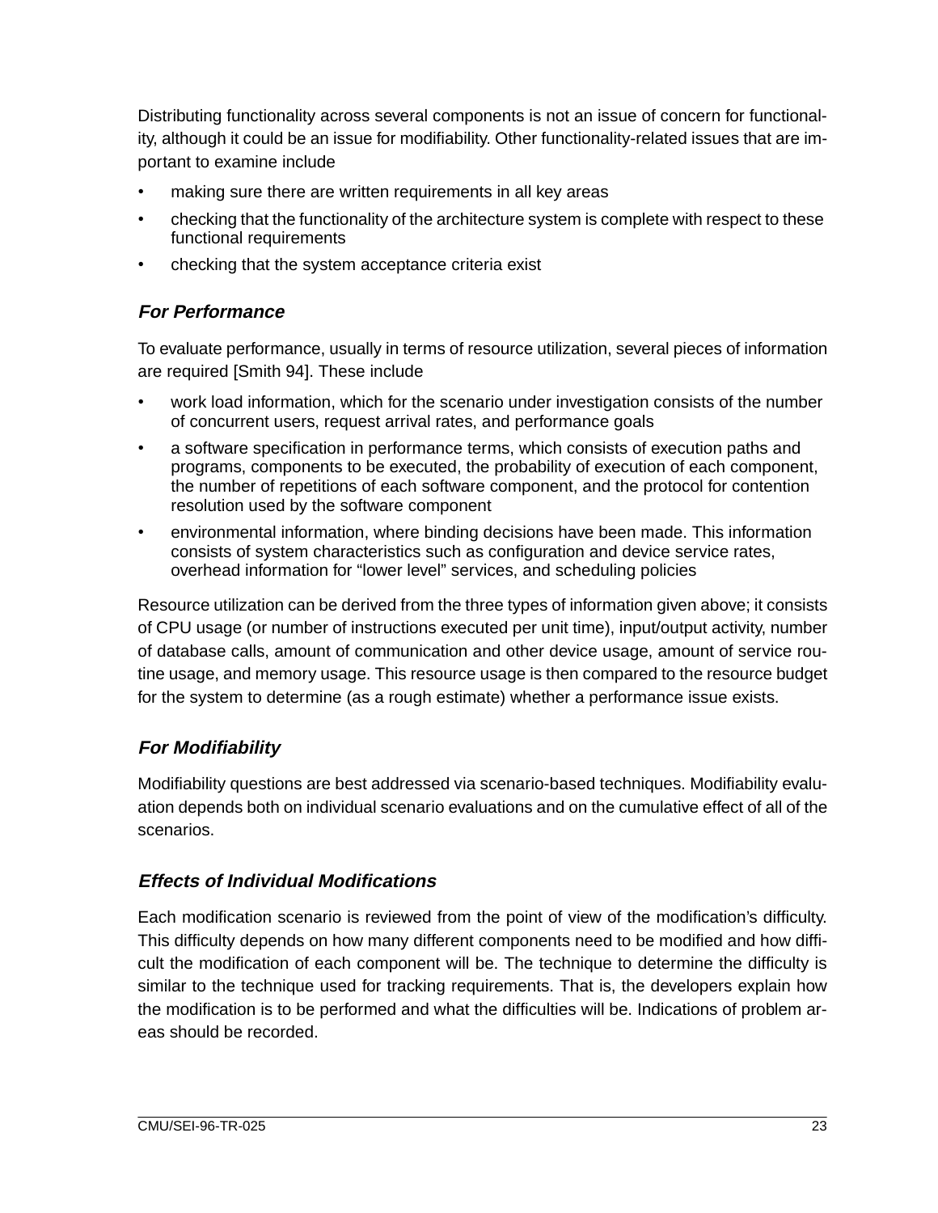Distributing functionality across several components is not an issue of concern for functionality, although it could be an issue for modifiability. Other functionality-related issues that are important to examine include

- making sure there are written requirements in all key areas
- checking that the functionality of the architecture system is complete with respect to these functional requirements
- checking that the system acceptance criteria exist

### *For Performance*

To evaluate performance, usually in terms of resource utilization, several pieces of information are required [Smith 94]. These include

- work load information, which for the scenario under investigation consists of the number of concurrent users, request arrival rates, and performance goals
- a software specification in performance terms, which consists of execution paths and programs, components to be executed, the probability of execution of each component, the number of repetitions of each software component, and the protocol for contention resolution used by the software component
- environmental information, where binding decisions have been made. This information consists of system characteristics such as configuration and device service rates, overhead information for "lower level" services, and scheduling policies

Resource utilization can be derived from the three types of information given above; it consists of CPU usage (or number of instructions executed per unit time), input/output activity, number of database calls, amount of communication and other device usage, amount of service routine usage, and memory usage. This resource usage is then compared to the resource budget for the system to determine (as a rough estimate) whether a performance issue exists.

### *For Modifiability*

Modifiability questions are best addressed via scenario-based techniques. Modifiability evaluation depends both on individual scenario evaluations and on the cumulative effect of all of the scenarios.

### *Effects of Individual Modifications*

Each modification scenario is reviewed from the point of view of the modification's difficulty. This difficulty depends on how many different components need to be modified and how difficult the modification of each component will be. The technique to determine the difficulty is similar to the technique used for tracking requirements. That is, the developers explain how the modification is to be performed and what the difficulties will be. Indications of problem areas should be recorded.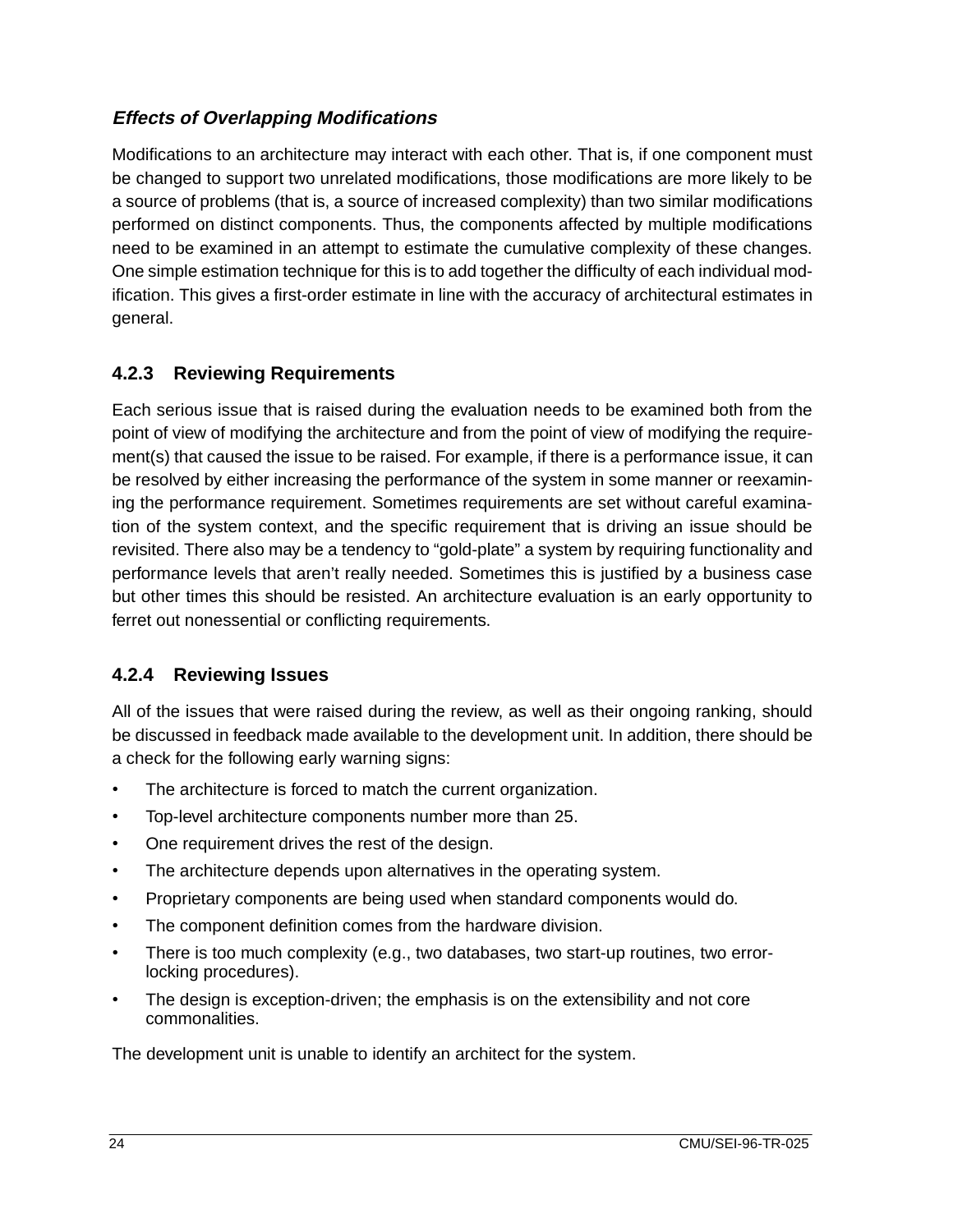***Effects of Overlapping Modifications***

Modifications to an architecture may interact with each other. That is, if one component must be changed to support two unrelated modifications, those modifications are more likely to be a source of problems (that is, a source of increased complexity) than two similar modifications performed on distinct components. Thus, the components affected by multiple modifications need to be examined in an attempt to estimate the cumulative complexity of these changes. One simple estimation technique for this is to add together the difficulty of each individual modification. This gives a first-order estimate in line with the accuracy of architectural estimates in general.

### 4.2.3 Reviewing Requirements

Each serious issue that is raised during the evaluation needs to be examined both from the point of view of modifying the architecture and from the point of view of modifying the requirement(s) that caused the issue to be raised. For example, if there is a performance issue, it can be resolved by either increasing the performance of the system in some manner or reexamining the performance requirement. Sometimes requirements are set without careful examination of the system context, and the specific requirement that is driving an issue should be revisited. There also may be a tendency to "gold-plate" a system by requiring functionality and performance levels that aren't really needed. Sometimes this is justified by a business case but other times this should be resisted. An architecture evaluation is an early opportunity to ferret out nonessential or conflicting requirements.

### 4.2.4 Reviewing Issues

All of the issues that were raised during the review, as well as their ongoing ranking, should be discussed in feedback made available to the development unit. In addition, there should be a check for the following early warning signs:

- The architecture is forced to match the current organization.
- Top-level architecture components number more than 25.
- One requirement drives the rest of the design.
- The architecture depends upon alternatives in the operating system.
- Proprietary components are being used when standard components would do.
- The component definition comes from the hardware division.
- There is too much complexity (e.g., two databases, two start-up routines, two error-locking procedures).
- The design is exception-driven; the emphasis is on the extensibility and not core commonalities.

The development unit is unable to identify an architect for the system.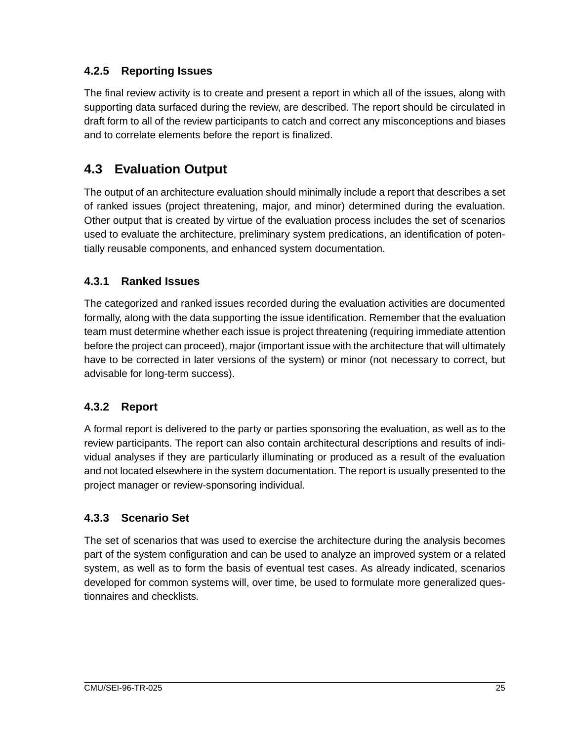### 4.2.5 Reporting Issues

The final review activity is to create and present a report in which all of the issues, along with supporting data surfaced during the review, are described. The report should be circulated in draft form to all of the review participants to catch and correct any misconceptions and biases and to correlate elements before the report is finalized.

## 4.3 Evaluation Output

The output of an architecture evaluation should minimally include a report that describes a set of ranked issues (project threatening, major, and minor) determined during the evaluation. Other output that is created by virtue of the evaluation process includes the set of scenarios used to evaluate the architecture, preliminary system predications, an identification of potentially reusable components, and enhanced system documentation.

### 4.3.1 Ranked Issues

The categorized and ranked issues recorded during the evaluation activities are documented formally, along with the data supporting the issue identification. Remember that the evaluation team must determine whether each issue is project threatening (requiring immediate attention before the project can proceed), major (important issue with the architecture that will ultimately have to be corrected in later versions of the system) or minor (not necessary to correct, but advisable for long-term success).

### 4.3.2 Report

A formal report is delivered to the party or parties sponsoring the evaluation, as well as to the review participants. The report can also contain architectural descriptions and results of individual analyses if they are particularly illuminating or produced as a result of the evaluation and not located elsewhere in the system documentation. The report is usually presented to the project manager or review-sponsoring individual.

### 4.3.3 Scenario Set

The set of scenarios that was used to exercise the architecture during the analysis becomes part of the system configuration and can be used to analyze an improved system or a related system, as well as to form the basis of eventual test cases. As already indicated, scenarios developed for common systems will, over time, be used to formulate more generalized questionnaires and checklists.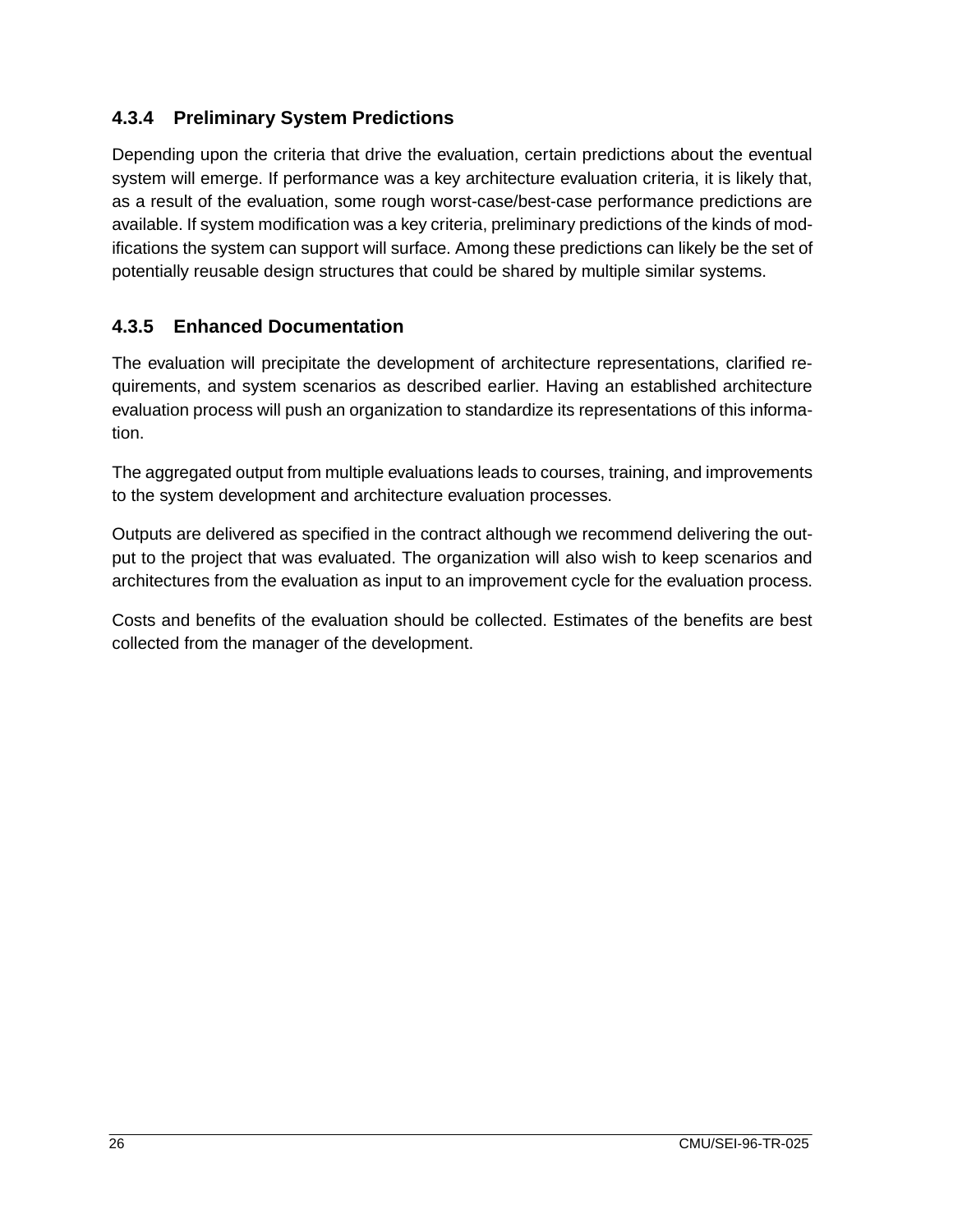### 4.3.4 Preliminary System Predictions

Depending upon the criteria that drive the evaluation, certain predictions about the eventual system will emerge. If performance was a key architecture evaluation criteria, it is likely that, as a result of the evaluation, some rough worst-case/best-case performance predictions are available. If system modification was a key criteria, preliminary predictions of the kinds of modifications the system can support will surface. Among these predictions can likely be the set of potentially reusable design structures that could be shared by multiple similar systems.

### 4.3.5 Enhanced Documentation

The evaluation will precipitate the development of architecture representations, clarified requirements, and system scenarios as described earlier. Having an established architecture evaluation process will push an organization to standardize its representations of this information.

The aggregated output from multiple evaluations leads to courses, training, and improvements to the system development and architecture evaluation processes.

Outputs are delivered as specified in the contract although we recommend delivering the output to the project that was evaluated. The organization will also wish to keep scenarios and architectures from the evaluation as input to an improvement cycle for the evaluation process.

Costs and benefits of the evaluation should be collected. Estimates of the benefits are best collected from the manager of the development.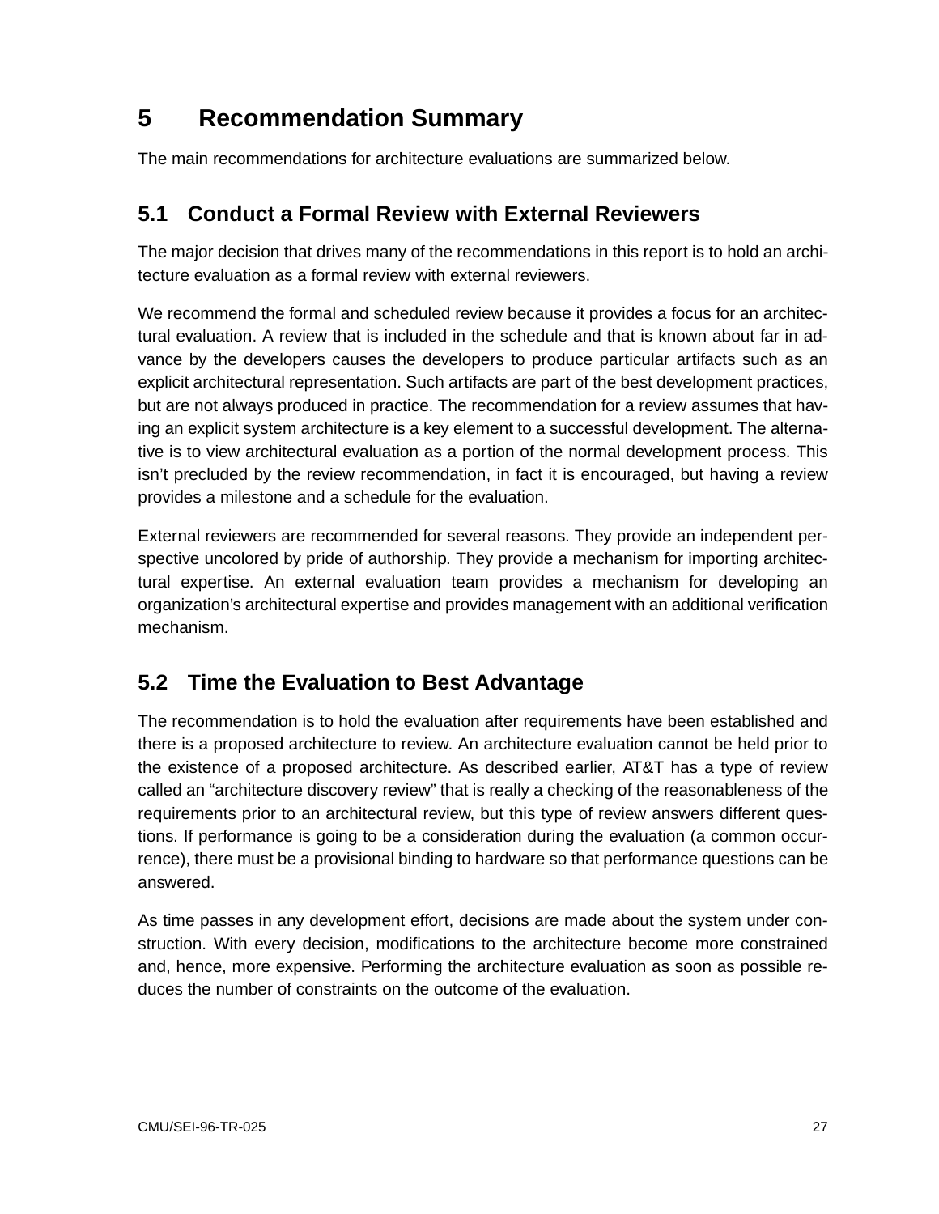# 5 Recommendation Summary

The main recommendations for architecture evaluations are summarized below.

## 5.1 Conduct a Formal Review with External Reviewers

The major decision that drives many of the recommendations in this report is to hold an architecture evaluation as a formal review with external reviewers.

We recommend the formal and scheduled review because it provides a focus for an architectural evaluation. A review that is included in the schedule and that is known about far in advance by the developers causes the developers to produce particular artifacts such as an explicit architectural representation. Such artifacts are part of the best development practices, but are not always produced in practice. The recommendation for a review assumes that having an explicit system architecture is a key element to a successful development. The alternative is to view architectural evaluation as a portion of the normal development process. This isn't precluded by the review recommendation, in fact it is encouraged, but having a review provides a milestone and a schedule for the evaluation.

External reviewers are recommended for several reasons. They provide an independent perspective uncolored by pride of authorship. They provide a mechanism for importing architectural expertise. An external evaluation team provides a mechanism for developing an organization's architectural expertise and provides management with an additional verification mechanism.

## 5.2 Time the Evaluation to Best Advantage

The recommendation is to hold the evaluation after requirements have been established and there is a proposed architecture to review. An architecture evaluation cannot be held prior to the existence of a proposed architecture. As described earlier, AT&T has a type of review called an "architecture discovery review" that is really a checking of the reasonableness of the requirements prior to an architectural review, but this type of review answers different questions. If performance is going to be a consideration during the evaluation (a common occurrence), there must be a provisional binding to hardware so that performance questions can be answered.

As time passes in any development effort, decisions are made about the system under construction. With every decision, modifications to the architecture become more constrained and, hence, more expensive. Performing the architecture evaluation as soon as possible reduces the number of constraints on the outcome of the evaluation.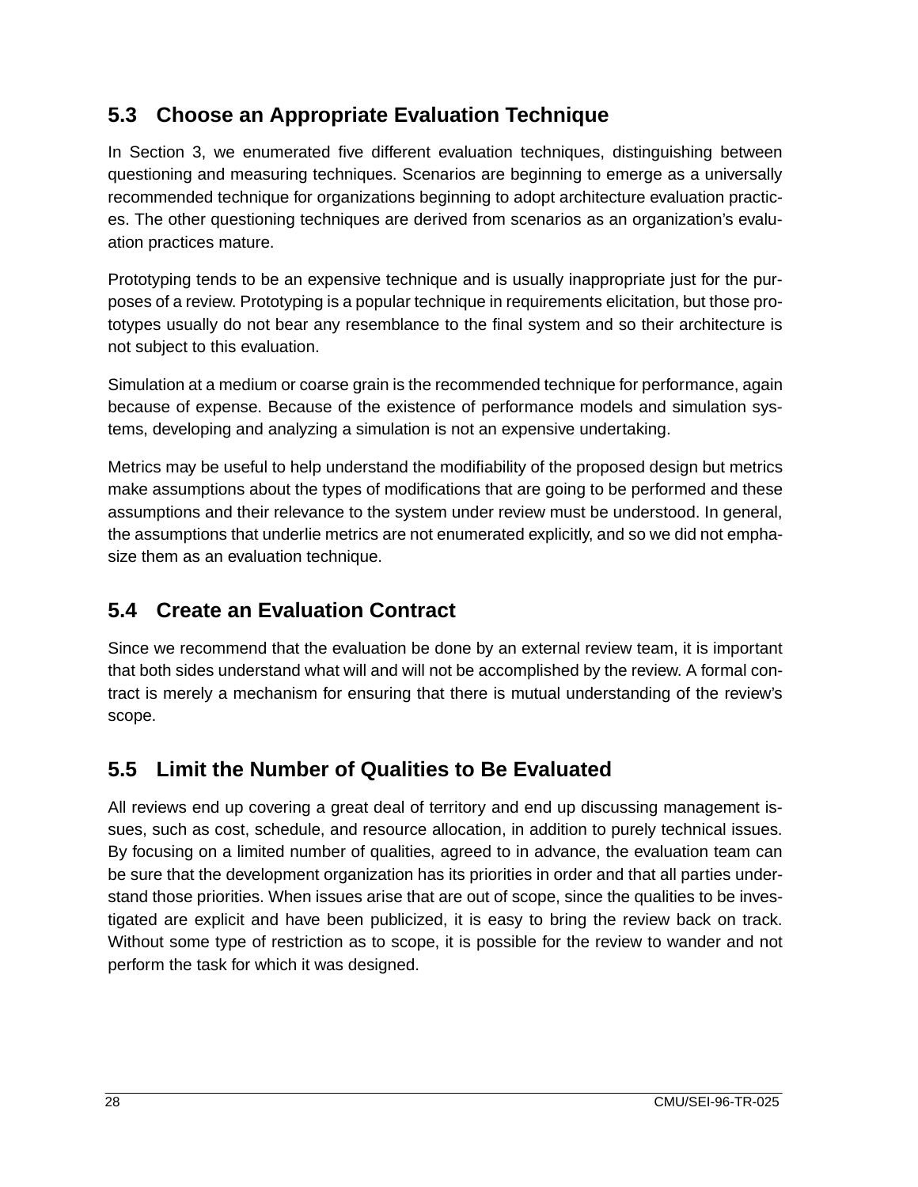## 5.3 Choose an Appropriate Evaluation Technique

In Section 3, we enumerated five different evaluation techniques, distinguishing between questioning and measuring techniques. Scenarios are beginning to emerge as a universally recommended technique for organizations beginning to adopt architecture evaluation practices. The other questioning techniques are derived from scenarios as an organization's evaluation practices mature.

Prototyping tends to be an expensive technique and is usually inappropriate just for the purposes of a review. Prototyping is a popular technique in requirements elicitation, but those prototypes usually do not bear any resemblance to the final system and so their architecture is not subject to this evaluation.

Simulation at a medium or coarse grain is the recommended technique for performance, again because of expense. Because of the existence of performance models and simulation systems, developing and analyzing a simulation is not an expensive undertaking.

Metrics may be useful to help understand the modifiability of the proposed design but metrics make assumptions about the types of modifications that are going to be performed and these assumptions and their relevance to the system under review must be understood. In general, the assumptions that underlie metrics are not enumerated explicitly, and so we did not emphasize them as an evaluation technique.

## 5.4 Create an Evaluation Contract

Since we recommend that the evaluation be done by an external review team, it is important that both sides understand what will and will not be accomplished by the review. A formal contract is merely a mechanism for ensuring that there is mutual understanding of the review's scope.

## 5.5 Limit the Number of Qualities to Be Evaluated

All reviews end up covering a great deal of territory and end up discussing management issues, such as cost, schedule, and resource allocation, in addition to purely technical issues. By focusing on a limited number of qualities, agreed to in advance, the evaluation team can be sure that the development organization has its priorities in order and that all parties understand those priorities. When issues arise that are out of scope, since the qualities to be investigated are explicit and have been publicized, it is easy to bring the review back on track. Without some type of restriction as to scope, it is possible for the review to wander and not perform the task for which it was designed.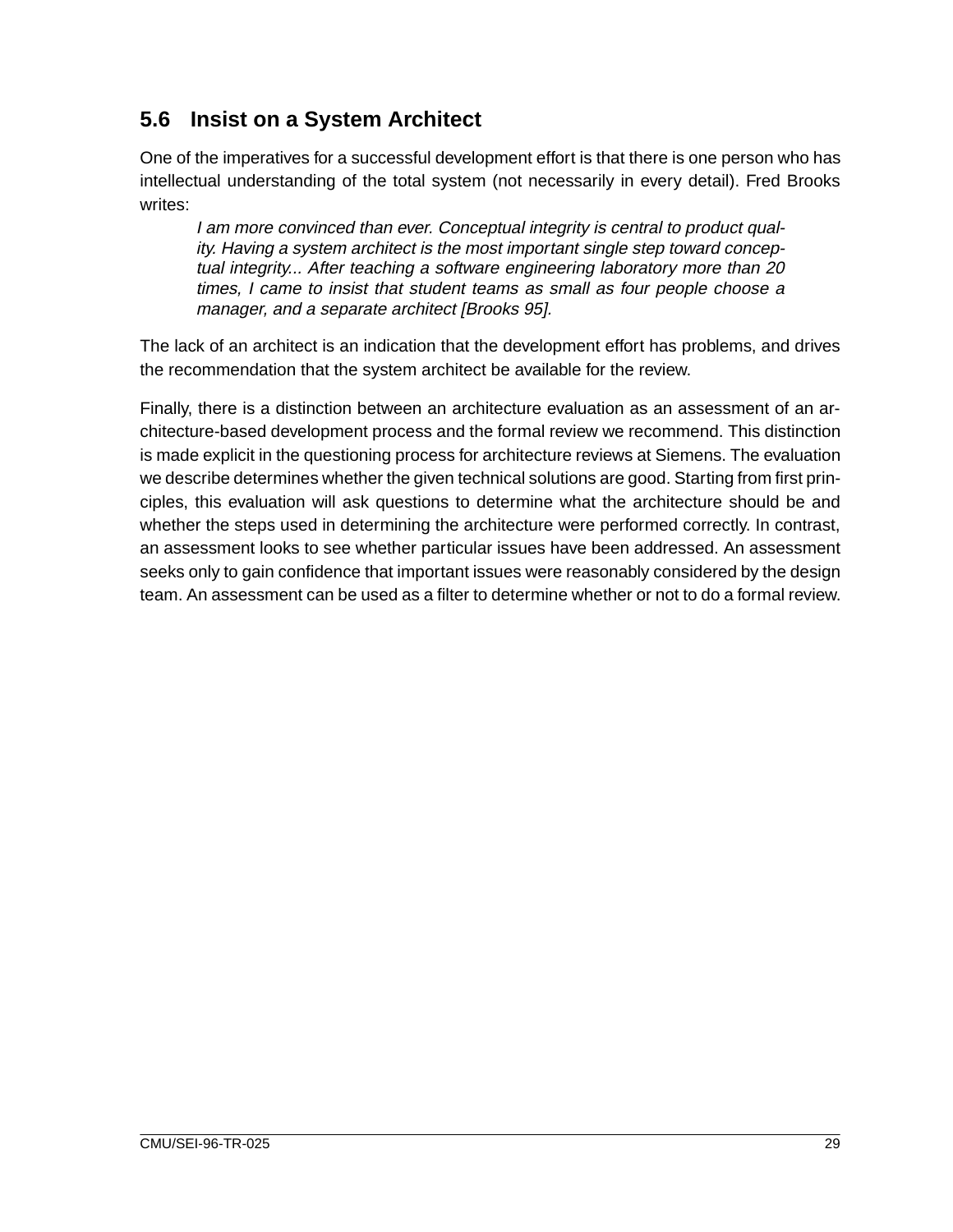## 5.6 Insist on a System Architect

One of the imperatives for a successful development effort is that there is one person who has intellectual understanding of the total system (not necessarily in every detail). Fred Brooks writes:

> *I am more convinced than ever. Conceptual integrity is central to product quality. Having a system architect is the most important single step toward conceptual integrity... After teaching a software engineering laboratory more than 20 times, I came to insist that student teams as small as four people choose a manager, and a separate architect [Brooks 95].*

The lack of an architect is an indication that the development effort has problems, and drives the recommendation that the system architect be available for the review.

Finally, there is a distinction between an architecture evaluation as an assessment of an architecture-based development process and the formal review we recommend. This distinction is made explicit in the questioning process for architecture reviews at Siemens. The evaluation we describe determines whether the given technical solutions are good. Starting from first principles, this evaluation will ask questions to determine what the architecture should be and whether the steps used in determining the architecture were performed correctly. In contrast, an assessment looks to see whether particular issues have been addressed. An assessment seeks only to gain confidence that important issues were reasonably considered by the design team. An assessment can be used as a filter to determine whether or not to do a formal review.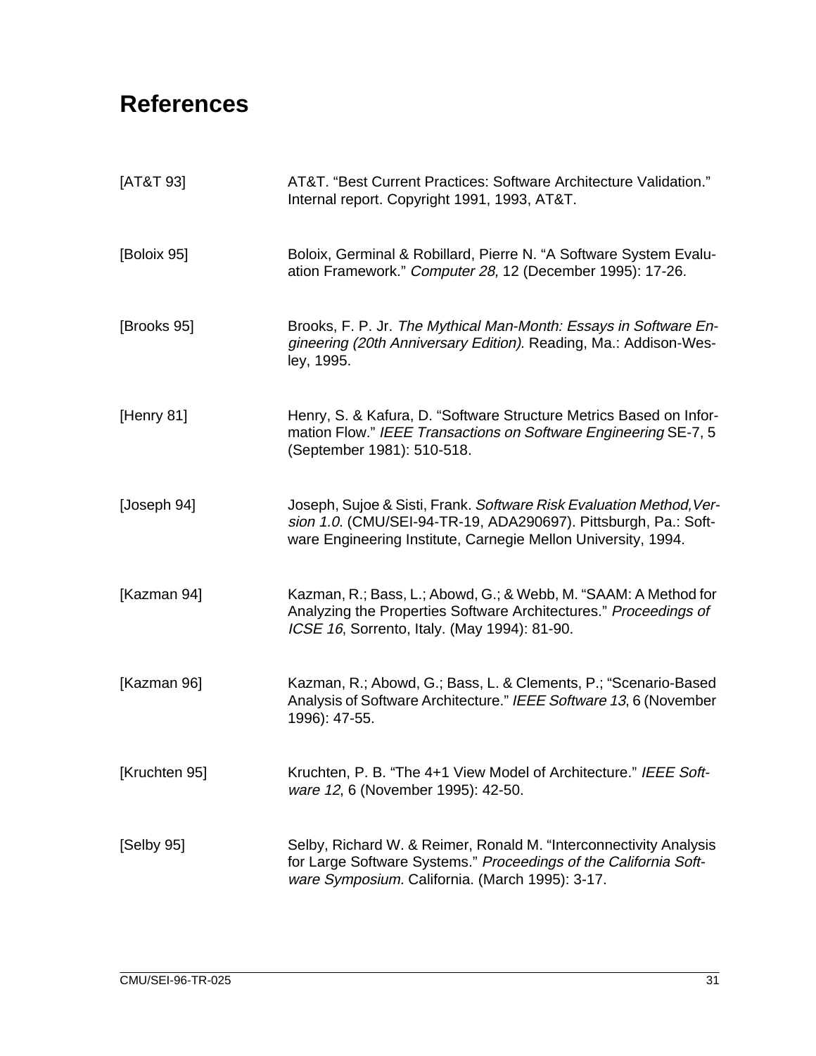# References

[AT&T 93] AT&T. "Best Current Practices: Software Architecture Validation." Internal report. Copyright 1991, 1993, AT&T.

[Boloix 95] Boloix, Germinal & Robillard, Pierre N. "A Software System Evaluation Framework." *Computer 28,* 12 (December 1995): 17-26.

[Brooks 95] Brooks, F. P. Jr. *The Mythical Man-Month: Essays in Software Engineering (20th Anniversary Edition).* Reading, Ma.: Addison-Wesley, 1995.

[Henry 81] Henry, S. & Kafura, D. "Software Structure Metrics Based on Information Flow." *IEEE Transactions on Software Engineering* SE-7, 5 (September 1981): 510-518.

[Joseph 94] Joseph, Sujoe & Sisti, Frank. *Software Risk Evaluation Method, Version 1.0.* (CMU/SEI-94-TR-19, ADA290697). Pittsburgh, Pa.: Software Engineering Institute, Carnegie Mellon University, 1994.

[Kazman 94] Kazman, R.; Bass, L.; Abowd, G.; & Webb, M. "SAAM: A Method for Analyzing the Properties Software Architectures." *Proceedings of ICSE 16*, Sorrento, Italy. (May 1994): 81-90.

[Kazman 96] Kazman, R.; Abowd, G.; Bass, L. & Clements, P.; "Scenario-Based Analysis of Software Architecture." *IEEE Software 13*, 6 (November 1996): 47-55.

[Kruchten 95] Kruchten, P. B. "The 4+1 View Model of Architecture." *IEEE Software 12*, 6 (November 1995): 42-50.

[Selby 95] Selby, Richard W. & Reimer, Ronald M. "Interconnectivity Analysis for Large Software Systems." *Proceedings of the California Software Symposium.* California. (March 1995): 3-17.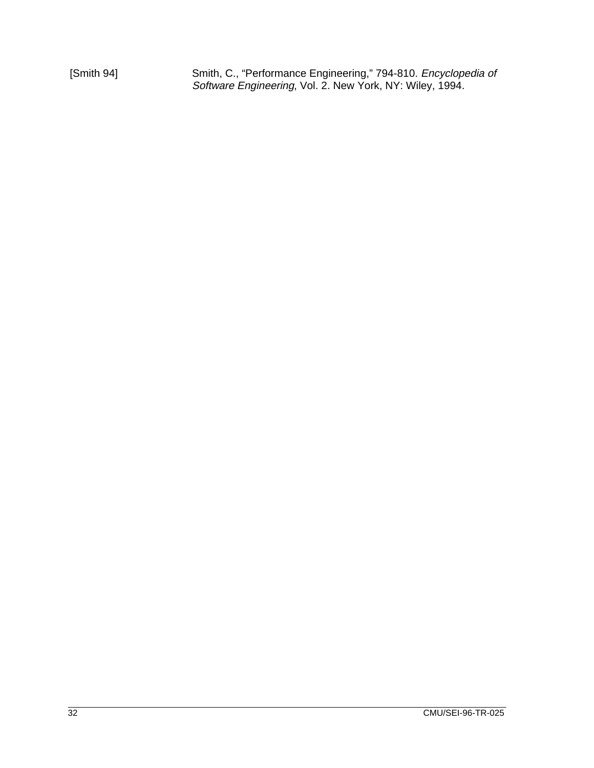[Smith 94] Smith, C., "Performance Engineering," 794-810. *Encyclopedia of Software Engineering*, Vol. 2. New York, NY: Wiley, 1994.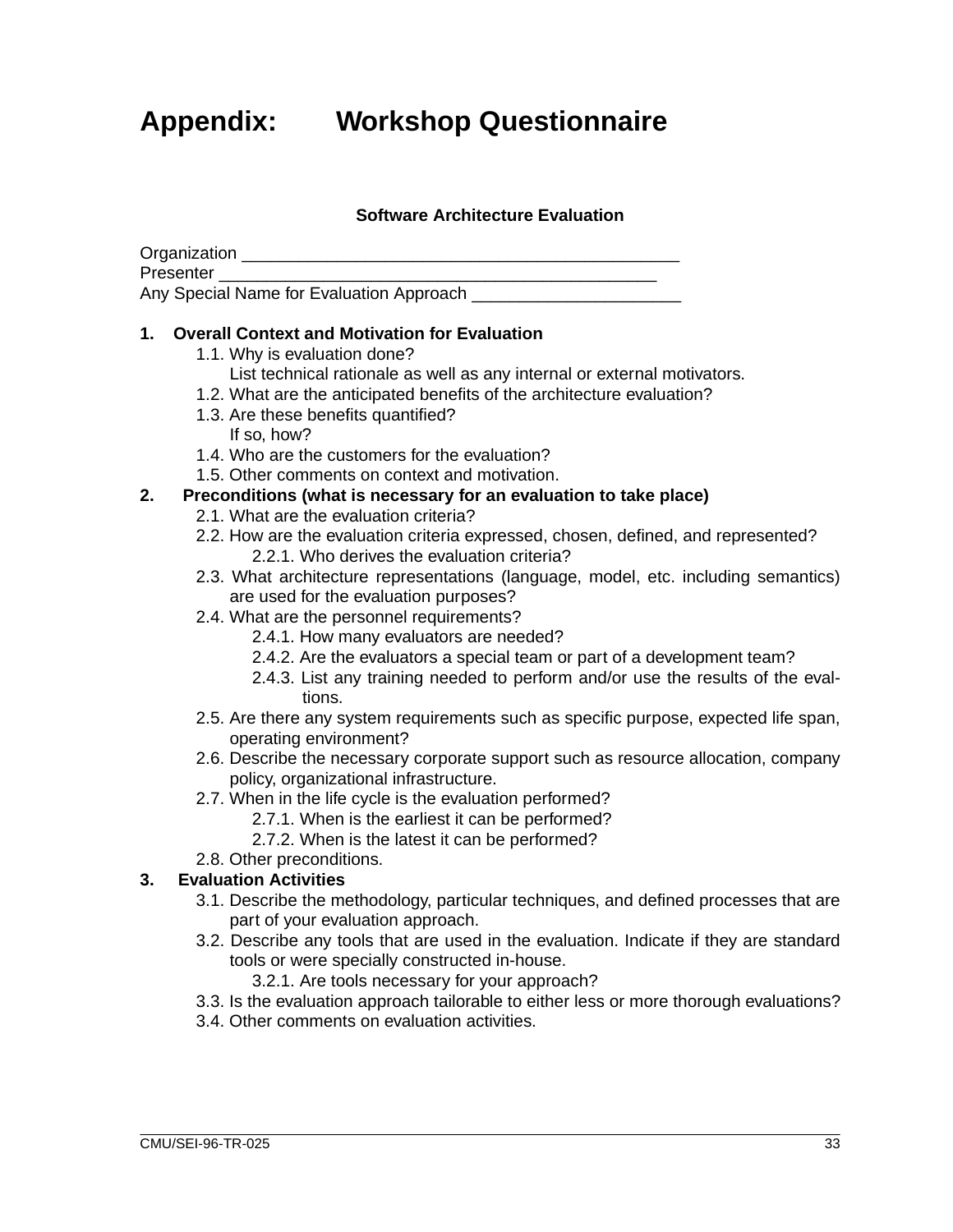# Appendix: Workshop Questionnaire

**Software Architecture Evaluation**

Organization ______________________________________________

Presenter ______________________________________________

Any Special Name for Evaluation Approach ______________________

**1. Overall Context and Motivation for Evaluation**

- 1.1. Why is evaluation done?
  List technical rationale as well as any internal or external motivators.
- 1.2. What are the anticipated benefits of the architecture evaluation?
- 1.3. Are these benefits quantified?
  If so, how?
- 1.4. Who are the customers for the evaluation?
- 1.5. Other comments on context and motivation.

**2. Preconditions (what is necessary for an evaluation to take place)**

- 2.1. What are the evaluation criteria?
- 2.2. How are the evaluation criteria expressed, chosen, defined, and represented?
  - 2.2.1. Who derives the evaluation criteria?
- 2.3. What architecture representations (language, model, etc. including semantics) are used for the evaluation purposes?
- 2.4. What are the personnel requirements?
  - 2.4.1. How many evaluators are needed?
  - 2.4.2. Are the evaluators a special team or part of a development team?
  - 2.4.3. List any training needed to perform and/or use the results of the eval-tions.
- 2.5. Are there any system requirements such as specific purpose, expected life span, operating environment?
- 2.6. Describe the necessary corporate support such as resource allocation, company policy, organizational infrastructure.
- 2.7. When in the life cycle is the evaluation performed?
  - 2.7.1. When is the earliest it can be performed?
  - 2.7.2. When is the latest it can be performed?
- 2.8. Other preconditions.

**3. Evaluation Activities**

- 3.1. Describe the methodology, particular techniques, and defined processes that are part of your evaluation approach.
- 3.2. Describe any tools that are used in the evaluation. Indicate if they are standard tools or were specially constructed in-house.
  - 3.2.1. Are tools necessary for your approach?
- 3.3. Is the evaluation approach tailorable to either less or more thorough evaluations?
- 3.4. Other comments on evaluation activities.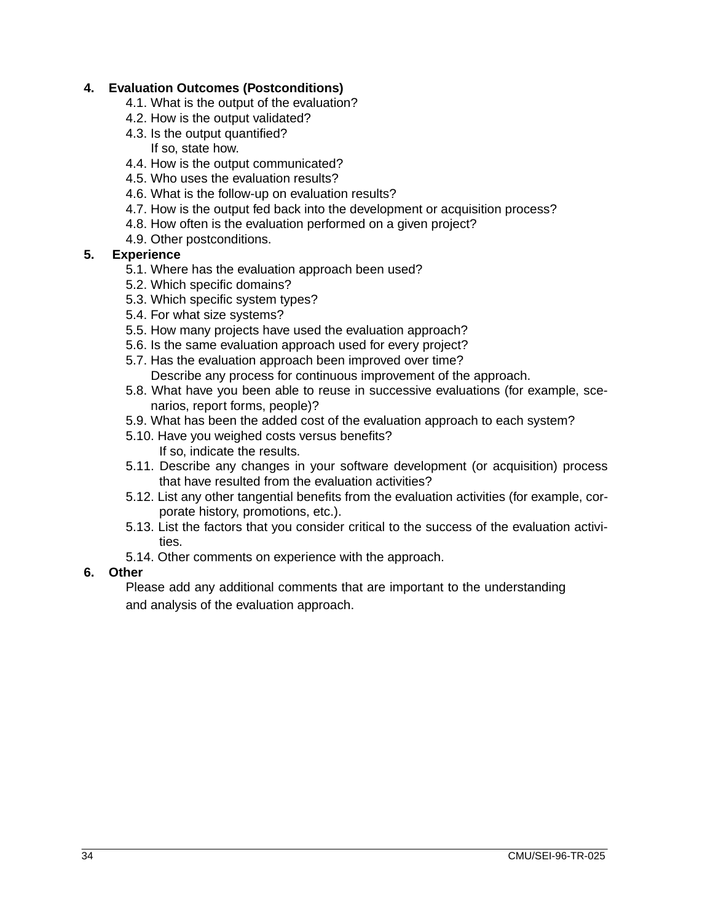**4. Evaluation Outcomes (Postconditions)**

4.1. What is the output of the evaluation?

4.2. How is the output validated?

4.3. Is the output quantified?
If so, state how.

4.4. How is the output communicated?

4.5. Who uses the evaluation results?

4.6. What is the follow-up on evaluation results?

4.7. How is the output fed back into the development or acquisition process?

4.8. How often is the evaluation performed on a given project?

4.9. Other postconditions.

**5. Experience**

5.1. Where has the evaluation approach been used?

5.2. Which specific domains?

5.3. Which specific system types?

5.4. For what size systems?

5.5. How many projects have used the evaluation approach?

5.6. Is the same evaluation approach used for every project?

5.7. Has the evaluation approach been improved over time?
Describe any process for continuous improvement of the approach.

5.8. What have you been able to reuse in successive evaluations (for example, scenarios, report forms, people)?

5.9. What has been the added cost of the evaluation approach to each system?

5.10. Have you weighed costs versus benefits?
If so, indicate the results.

5.11. Describe any changes in your software development (or acquisition) process that have resulted from the evaluation activities?

5.12. List any other tangential benefits from the evaluation activities (for example, corporate history, promotions, etc.).

5.13. List the factors that you consider critical to the success of the evaluation activities.

5.14. Other comments on experience with the approach.

**6. Other**

Please add any additional comments that are important to the understanding and analysis of the evaluation approach.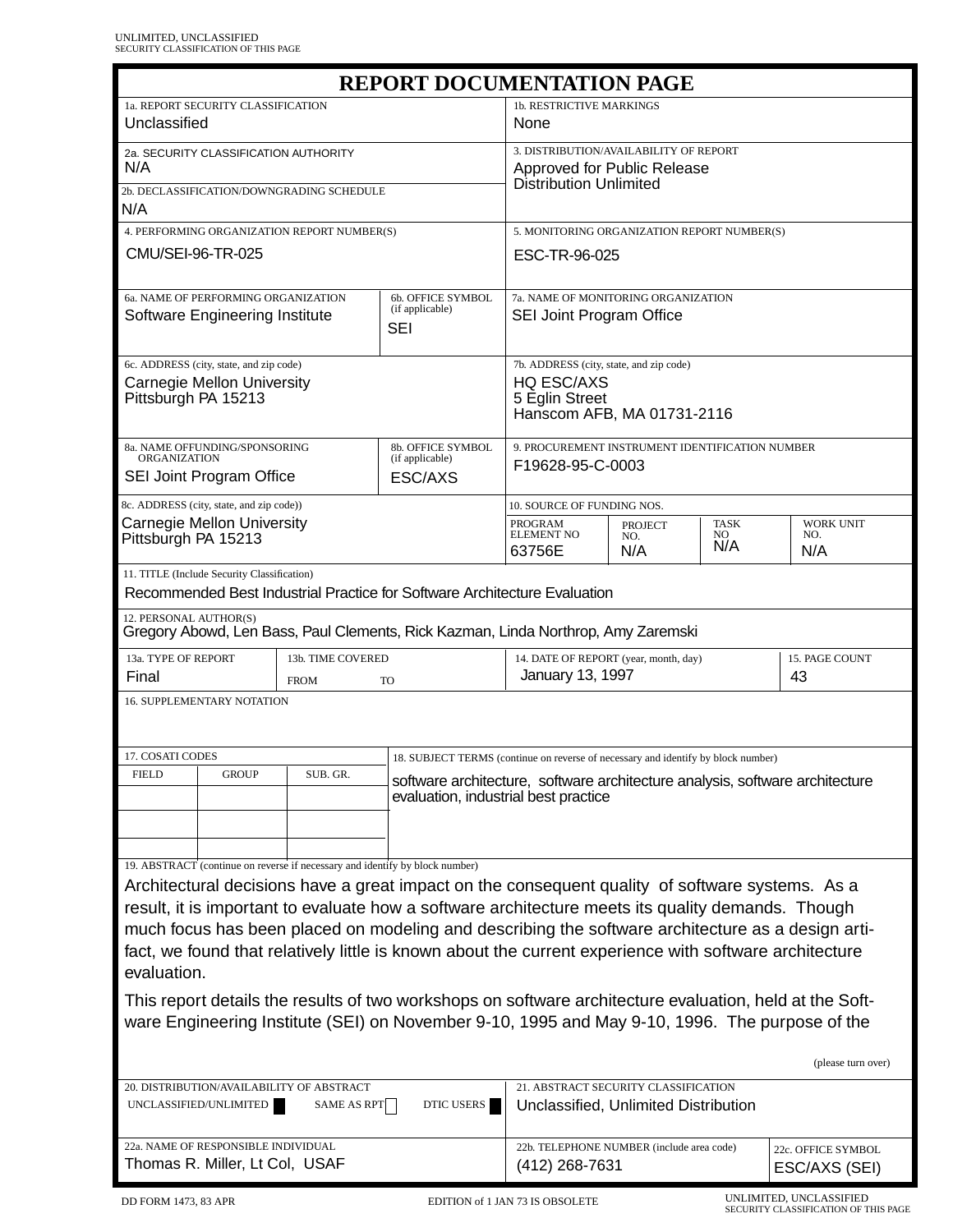UNLIMITED, UNCLASSIFIED
SECURITY CLASSIFICATION OF THIS PAGE

# REPORT DOCUMENTATION PAGE

| | |
|---|---|
| 1a. REPORT SECURITY CLASSIFICATION<br>Unclassified | 1b. RESTRICTIVE MARKINGS<br>None |
| 2a. SECURITY CLASSIFICATION AUTHORITY<br>N/A<br>2b. DECLASSIFICATION/DOWNGRADING SCHEDULE<br>N/A | 3. DISTRIBUTION/AVAILABILITY OF REPORT<br>Approved for Public Release<br>Distribution Unlimited |
| 4. PERFORMING ORGANIZATION REPORT NUMBER(S)<br>CMU/SEI-96-TR-025 | 5. MONITORING ORGANIZATION REPORT NUMBER(S)<br>ESC-TR-96-025 |
| 6a. NAME OF PERFORMING ORGANIZATION<br>Software Engineering Institute<br>6b. OFFICE SYMBOL (if applicable)<br>SEI | 7a. NAME OF MONITORING ORGANIZATION<br>SEI Joint Program Office |
| 6c. ADDRESS (city, state, and zip code)<br>Carnegie Mellon University<br>Pittsburgh PA 15213 | 7b. ADDRESS (city, state, and zip code)<br>HQ ESC/AXS<br>5 Eglin Street<br>Hanscom AFB, MA 01731-2116 |
| 8a. NAME OFFUNDING/SPONSORING ORGANIZATION<br>SEI Joint Program Office<br>8b. OFFICE SYMBOL (if applicable)<br>ESC/AXS | 9. PROCUREMENT INSTRUMENT IDENTIFICATION NUMBER<br>F19628-95-C-0003 |
| 8c. ADDRESS (city, state, and zip code))<br>Carnegie Mellon University<br>Pittsburgh PA 15213 | 10. SOURCE OF FUNDING NOS.<br>PROGRAM ELEMENT NO: 63756E<br>PROJECT NO.: N/A<br>TASK NO: N/A<br>WORK UNIT NO.: N/A |

11. TITLE (Include Security Classification)
Recommended Best Industrial Practice for Software Architecture Evaluation

12. PERSONAL AUTHOR(S)
Gregory Abowd, Len Bass, Paul Clements, Rick Kazman, Linda Northrop, Amy Zaremski

| 13a. TYPE OF REPORT | 13b. TIME COVERED | 14. DATE OF REPORT (year, month, day) | 15. PAGE COUNT |
|---|---|---|---|
| Final | FROM TO | January 13, 1997 | 43 |

16. SUPPLEMENTARY NOTATION

| 17. COSATI CODES | | | 18. SUBJECT TERMS (continue on reverse of necessary and identify by block number) |
|---|---|---|---|
| FIELD | GROUP | SUB. GR. | software architecture, software architecture analysis, software architecture evaluation, industrial best practice |
| | | | |
| | | | |
| | | | |

19. ABSTRACT (continue on reverse if necessary and identify by block number)

Architectural decisions have a great impact on the consequent quality of software systems. As a result, it is important to evaluate how a software architecture meets its quality demands. Though much focus has been placed on modeling and describing the software architecture as a design artifact, we found that relatively little is known about the current experience with software architecture evaluation.

This report details the results of two workshops on software architecture evaluation, held at the Software Engineering Institute (SEI) on November 9-10, 1995 and May 9-10, 1996. The purpose of the

(please turn over)

| | |
|---|---|
| 20. DISTRIBUTION/AVAILABILITY OF ABSTRACT<br>UNCLASSIFIED/UNLIMITED ■ SAME AS RPT □ DTIC USERS ■ | 21. ABSTRACT SECURITY CLASSIFICATION<br>Unclassified, Unlimited Distribution |
| 22a. NAME OF RESPONSIBLE INDIVIDUAL<br>Thomas R. Miller, Lt Col, USAF | 22b. TELEPHONE NUMBER (include area code)<br>(412) 268-7631<br>22c. OFFICE SYMBOL<br>ESC/AXS (SEI) |

DD FORM 1473, 83 APR EDITION of 1 JAN 73 IS OBSOLETE UNLIMITED, UNCLASSIFIED SECURITY CLASSIFICATION OF THIS PAGE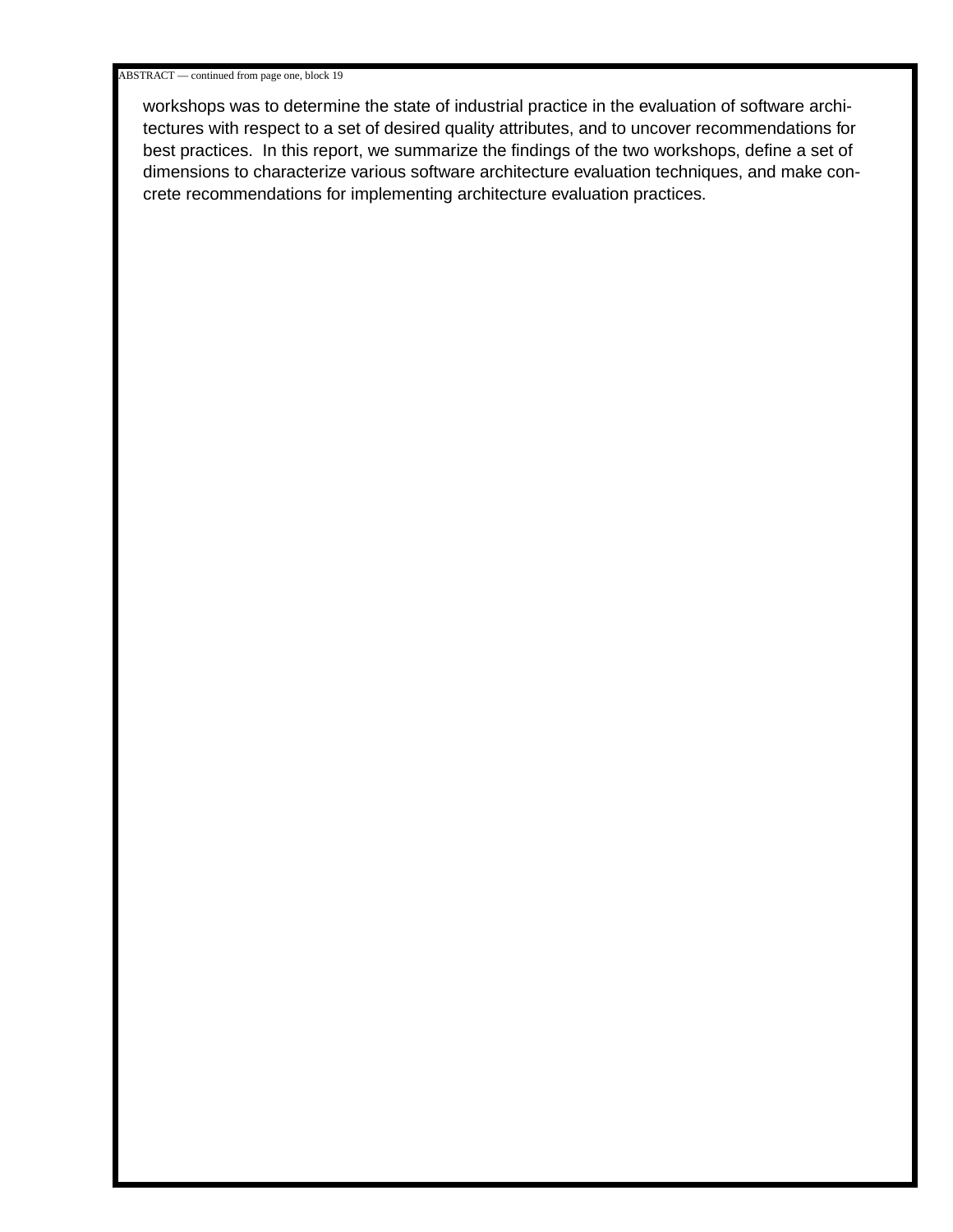ABSTRACT — continued from page one, block 19

workshops was to determine the state of industrial practice in the evaluation of software architectures with respect to a set of desired quality attributes, and to uncover recommendations for best practices. In this report, we summarize the findings of the two workshops, define a set of dimensions to characterize various software architecture evaluation techniques, and make concrete recommendations for implementing architecture evaluation practices.